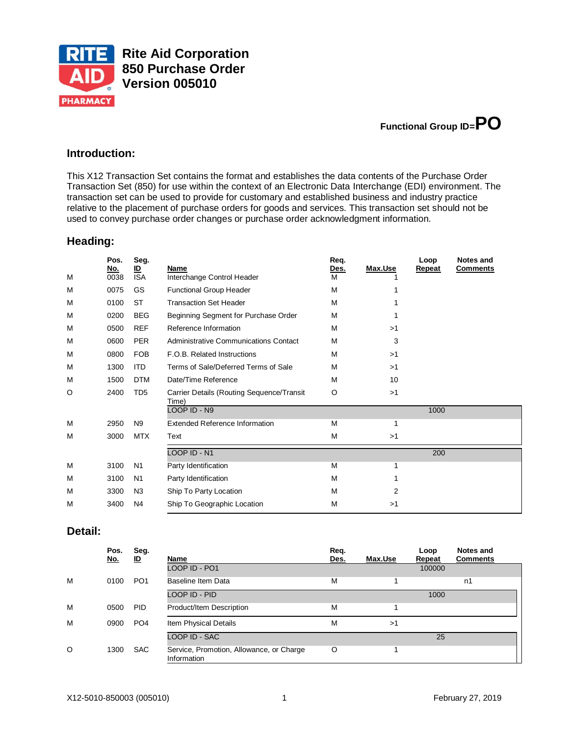# Rite Aid Corporation
# 850 Purchase Order
# Version 005010

**Functional Group ID=PO**

## Introduction:

This X12 Transaction Set contains the format and establishes the data contents of the Purchase Order Transaction Set (850) for use within the context of an Electronic Data Interchange (EDI) environment. The transaction set can be used to provide for customary and established business and industry practice relative to the placement of purchase orders for goods and services. This transaction set should not be used to convey purchase order changes or purchase order acknowledgment information.

## Heading:

| | Pos. No. | Seg. ID | Name | Req. Des. | Max.Use | Loop Repeat | Notes and Comments |
|---|---|---|---|---|---|---|---|
| M | 0038 | ISA | Interchange Control Header | M | 1 | | |
| M | 0075 | GS | Functional Group Header | M | 1 | | |
| M | 0100 | ST | Transaction Set Header | M | 1 | | |
| M | 0200 | BEG | Beginning Segment for Purchase Order | M | 1 | | |
| M | 0500 | REF | Reference Information | M | >1 | | |
| M | 0600 | PER | Administrative Communications Contact | M | 3 | | |
| M | 0800 | FOB | F.O.B. Related Instructions | M | >1 | | |
| M | 1300 | ITD | Terms of Sale/Deferred Terms of Sale | M | >1 | | |
| M | 1500 | DTM | Date/Time Reference | M | 10 | | |
| O | 2400 | TD5 | Carrier Details (Routing Sequence/Transit Time) | O | >1 | | |
| | | | LOOP ID - N9 | | | 1000 | |
| M | 2950 | N9 | Extended Reference Information | M | 1 | | |
| M | 3000 | MTX | Text | M | >1 | | |
| | | | LOOP ID - N1 | | | 200 | |
| M | 3100 | N1 | Party Identification | M | 1 | | |
| M | 3100 | N1 | Party Identification | M | 1 | | |
| M | 3300 | N3 | Ship To Party Location | M | 2 | | |
| M | 3400 | N4 | Ship To Geographic Location | M | >1 | | |

## Detail:

| | Pos. No. | Seg. ID | Name | Req. Des. | Max.Use | Loop Repeat | Notes and Comments |
|---|---|---|---|---|---|---|---|
| | | | LOOP ID - PO1 | | | 100000 | |
| M | 0100 | PO1 | Baseline Item Data | M | 1 | | n1 |
| | | | LOOP ID - PID | | | 1000 | |
| M | 0500 | PID | Product/Item Description | M | 1 | | |
| M | 0900 | PO4 | Item Physical Details | M | >1 | | |
| | | | LOOP ID - SAC | | | 25 | |
| O | 1300 | SAC | Service, Promotion, Allowance, or Charge Information | O | 1 | | |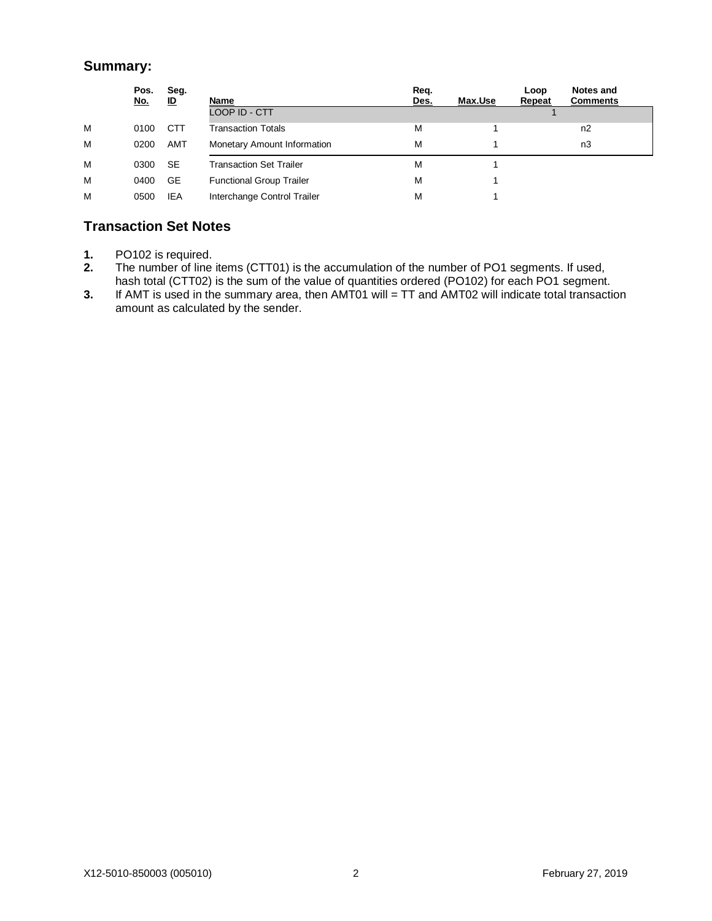## Summary:

| | Pos. No. | Seg. ID | Name | Req. Des. | Max.Use | Loop Repeat | Notes and Comments |
|---|---|---|---|---|---|---|---|
| | | | LOOP ID - CTT | | | 1 | |
| M | 0100 | CTT | Transaction Totals | M | 1 | | n2 |
| M | 0200 | AMT | Monetary Amount Information | M | 1 | | n3 |
| M | 0300 | SE | Transaction Set Trailer | M | 1 | | |
| M | 0400 | GE | Functional Group Trailer | M | 1 | | |
| M | 0500 | IEA | Interchange Control Trailer | M | 1 | | |

## Transaction Set Notes

1. PO102 is required.
2. The number of line items (CTT01) is the accumulation of the number of PO1 segments. If used, hash total (CTT02) is the sum of the value of quantities ordered (PO102) for each PO1 segment.
3. If AMT is used in the summary area, then AMT01 will = TT and AMT02 will indicate total transaction amount as calculated by the sender.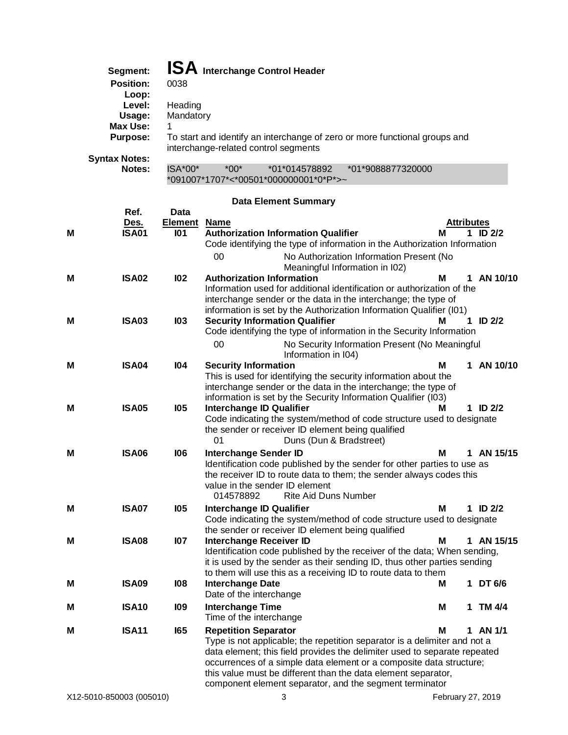**Segment:** **ISA** **Interchange Control Header**

**Position:** 0038

**Loop:**

**Level:** Heading

**Usage:** Mandatory

**Max Use:** 1

**Purpose:** To start and identify an interchange of zero or more functional groups and interchange-related control segments

**Syntax Notes:**

**Notes:** ISA*00* *00* *01*014578892 *01*9088877320000 *091007*1707*<*00501*000000001*0*P*>~

**Data Element Summary**

| | Ref. Des. | Data Element | Name | | Attributes |
|---|---|---|---|---|---|
| M | ISA01 | I01 | **Authorization Information Qualifier**<br>Code identifying the type of information in the Authorization Information<br>00 — No Authorization Information Present (No Meaningful Information in I02) | M | 1 ID 2/2 |
| M | ISA02 | I02 | **Authorization Information**<br>Information used for additional identification or authorization of the interchange sender or the data in the interchange; the type of information is set by the Authorization Information Qualifier (I01) | M | 1 AN 10/10 |
| M | ISA03 | I03 | **Security Information Qualifier**<br>Code identifying the type of information in the Security Information<br>00 — No Security Information Present (No Meaningful Information in I04) | M | 1 ID 2/2 |
| M | ISA04 | I04 | **Security Information**<br>This is used for identifying the security information about the interchange sender or the data in the interchange; the type of information is set by the Security Information Qualifier (I03) | M | 1 AN 10/10 |
| M | ISA05 | I05 | **Interchange ID Qualifier**<br>Code indicating the system/method of code structure used to designate the sender or receiver ID element being qualified<br>01 — Duns (Dun & Bradstreet) | M | 1 ID 2/2 |
| M | ISA06 | I06 | **Interchange Sender ID**<br>Identification code published by the sender for other parties to use as the receiver ID to route data to them; the sender always codes this value in the sender ID element<br>014578892 — Rite Aid Duns Number | M | 1 AN 15/15 |
| M | ISA07 | I05 | **Interchange ID Qualifier**<br>Code indicating the system/method of code structure used to designate the sender or receiver ID element being qualified | M | 1 ID 2/2 |
| M | ISA08 | I07 | **Interchange Receiver ID**<br>Identification code published by the receiver of the data; When sending, it is used by the sender as their sending ID, thus other parties sending to them will use this as a receiving ID to route data to them | M | 1 AN 15/15 |
| M | ISA09 | I08 | **Interchange Date**<br>Date of the interchange | M | 1 DT 6/6 |
| M | ISA10 | I09 | **Interchange Time**<br>Time of the interchange | M | 1 TM 4/4 |
| M | ISA11 | I65 | **Repetition Separator**<br>Type is not applicable; the repetition separator is a delimiter and not a data element; this field provides the delimiter used to separate repeated occurrences of a simple data element or a composite data structure; this value must be different than the data element separator, component element separator, and the segment terminator | M | 1 AN 1/1 |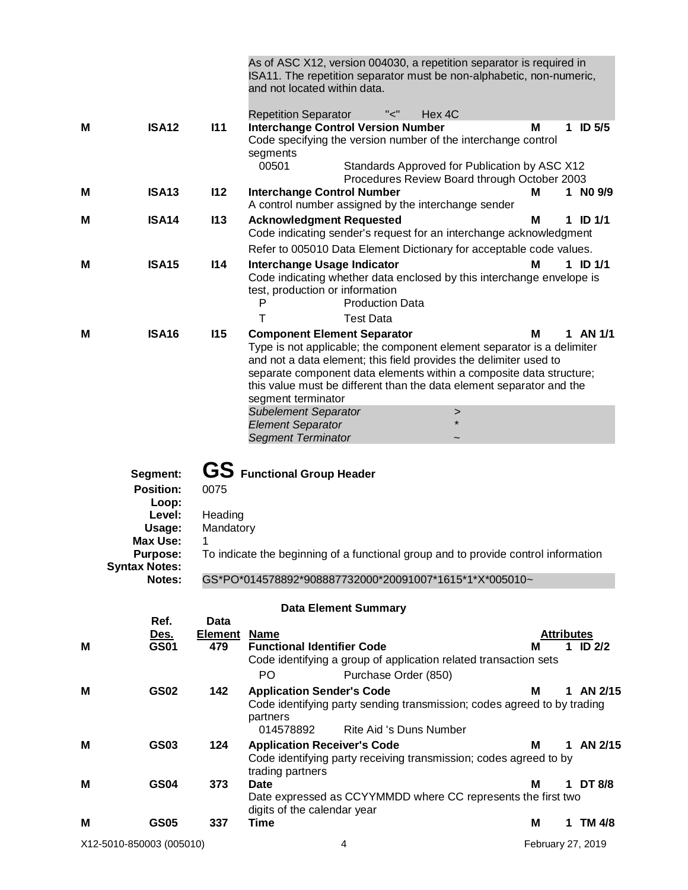As of ASC X12, version 004030, a repetition separator is required in ISA11. The repetition separator must be non-alphabetic, non-numeric, and not located within data.

Repetition Separator "<" Hex 4C

| | Ref. Des. | Data Element | Name | | Attributes | |
|---|---|---|---|---|---|---|
| M | ISA12 | I11 | **Interchange Control Version Number**<br>Code specifying the version number of the interchange control segments<br>00501 — Standards Approved for Publication by ASC X12 Procedures Review Board through October 2003 | M | 1 | ID 5/5 |
| M | ISA13 | I12 | **Interchange Control Number**<br>A control number assigned by the interchange sender | M | 1 | N0 9/9 |
| M | ISA14 | I13 | **Acknowledgment Requested**<br>Code indicating sender's request for an interchange acknowledgment<br>Refer to 005010 Data Element Dictionary for acceptable code values. | M | 1 | ID 1/1 |
| M | ISA15 | I14 | **Interchange Usage Indicator**<br>Code indicating whether data enclosed by this interchange envelope is test, production or information<br>P — Production Data<br>T — Test Data | M | 1 | ID 1/1 |
| M | ISA16 | I15 | **Component Element Separator**<br>Type is not applicable; the component element separator is a delimiter and not a data element; this field provides the delimiter used to separate component data elements within a composite data structure; this value must be different than the data element separator and the segment terminator | M | 1 | AN 1/1 |

*Subelement Separator* >
*Element Separator* *
*Segment Terminator* ~

## GS Functional Group Header

**Segment:** GS Functional Group Header
**Position:** 0075
**Loop:**
**Level:** Heading
**Usage:** Mandatory
**Max Use:** 1
**Purpose:** To indicate the beginning of a functional group and to provide control information
**Syntax Notes:**
**Notes:** GS*PO*014578892*908887732000*20091007*1615*1*X*005010~

### Data Element Summary

| | Ref. Des. | Data Element | Name | | Attributes | |
|---|---|---|---|---|---|---|
| M | GS01 | 479 | **Functional Identifier Code**<br>Code identifying a group of application related transaction sets<br>PO — Purchase Order (850) | M | 1 | ID 2/2 |
| M | GS02 | 142 | **Application Sender's Code**<br>Code identifying party sending transmission; codes agreed to by trading partners<br>014578892 — Rite Aid 's Duns Number | M | 1 | AN 2/15 |
| M | GS03 | 124 | **Application Receiver's Code**<br>Code identifying party receiving transmission; codes agreed to by trading partners | M | 1 | AN 2/15 |
| M | GS04 | 373 | **Date**<br>Date expressed as CCYYMMDD where CC represents the first two digits of the calendar year | M | 1 | DT 8/8 |
| M | GS05 | 337 | **Time** | M | 1 | TM 4/8 |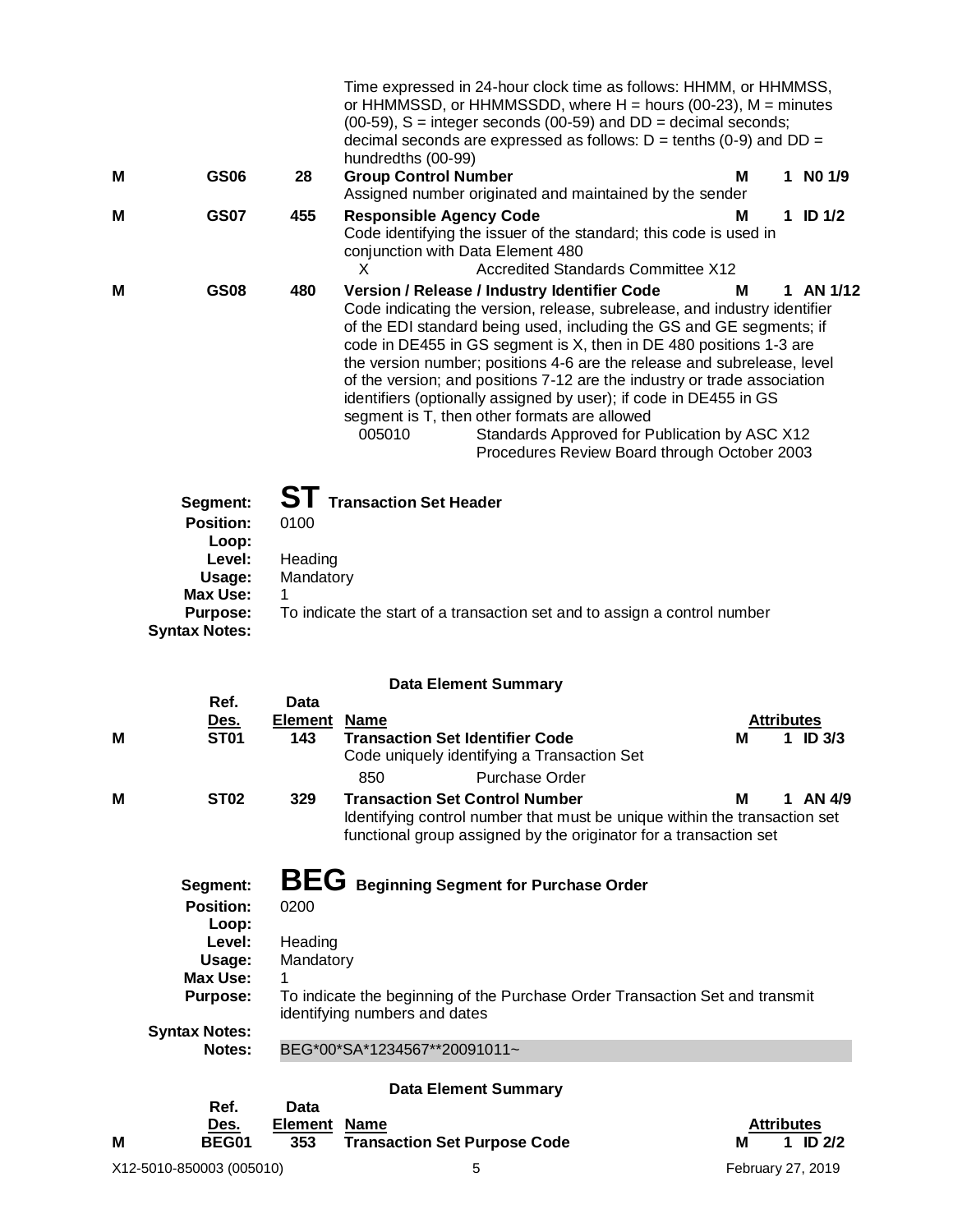| | | | Time expressed in 24-hour clock time as follows: HHMM, or HHMMSS, or HHMMSSD, or HHMMSSDD, where H = hours (00-23), M = minutes (00-59), S = integer seconds (00-59) and DD = decimal seconds; decimal seconds are expressed as follows: D = tenths (0-9) and DD = hundredths (00-99) | | |
|---|---|---|---|---|---|
| **M** | **GS06** | **28** | **Group Control Number**<br>Assigned number originated and maintained by the sender | **M** | **1 N0 1/9** |
| **M** | **GS07** | **455** | **Responsible Agency Code**<br>Code identifying the issuer of the standard; this code is used in conjunction with Data Element 480<br>X — Accredited Standards Committee X12 | **M** | **1 ID 1/2** |
| **M** | **GS08** | **480** | **Version / Release / Industry Identifier Code**<br>Code indicating the version, release, subrelease, and industry identifier of the EDI standard being used, including the GS and GE segments; if code in DE455 in GS segment is X, then in DE 480 positions 1-3 are the version number; positions 4-6 are the release and subrelease, level of the version; and positions 7-12 are the industry or trade association identifiers (optionally assigned by user); if code in DE455 in GS segment is T, then other formats are allowed<br>005010 — Standards Approved for Publication by ASC X12 Procedures Review Board through October 2003 | **M** | **1 AN 1/12** |

## ST Transaction Set Header

**Segment:** ST Transaction Set Header
**Position:** 0100
**Loop:**
**Level:** Heading
**Usage:** Mandatory
**Max Use:** 1
**Purpose:** To indicate the start of a transaction set and to assign a control number
**Syntax Notes:**

**Data Element Summary**

| | Ref. Des. | Data Element | Name | | Attributes |
|---|---|---|---|---|---|
| **M** | **ST01** | **143** | **Transaction Set Identifier Code**<br>Code uniquely identifying a Transaction Set<br>850 — Purchase Order | **M** | **1 ID 3/3** |
| **M** | **ST02** | **329** | **Transaction Set Control Number**<br>Identifying control number that must be unique within the transaction set functional group assigned by the originator for a transaction set | **M** | **1 AN 4/9** |

## BEG Beginning Segment for Purchase Order

**Segment:** BEG Beginning Segment for Purchase Order
**Position:** 0200
**Loop:**
**Level:** Heading
**Usage:** Mandatory
**Max Use:** 1
**Purpose:** To indicate the beginning of the Purchase Order Transaction Set and transmit identifying numbers and dates
**Syntax Notes:**
**Notes:** BEG*00*SA*1234567**20091011~

**Data Element Summary**

| | Ref. Des. | Data Element | Name | | Attributes |
|---|---|---|---|---|---|
| **M** | **BEG01** | **353** | **Transaction Set Purpose Code** | **M** | **1 ID 2/2** |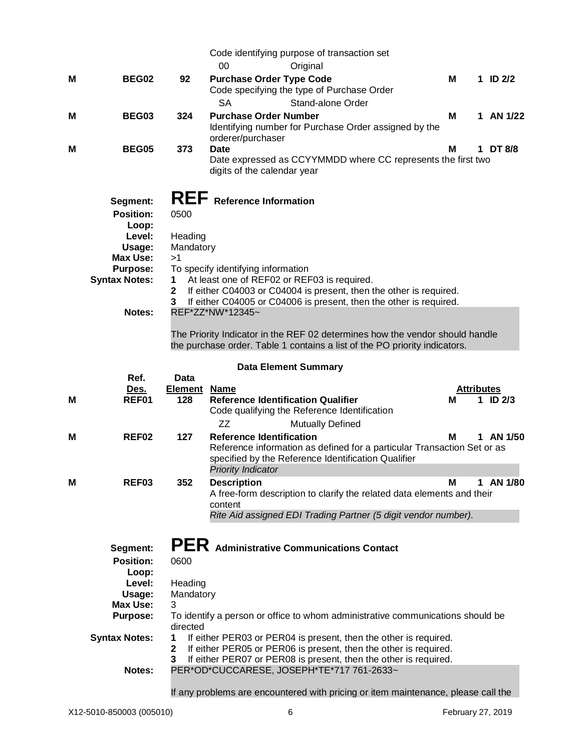| | | | | | |
|---|---|---|---|---|---|
| | | | Code identifying purpose of transaction set<br>00 Original | | |
| M | BEG02 | 92 | **Purchase Order Type Code**<br>Code specifying the type of Purchase Order<br>SA Stand-alone Order | M | 1 ID 2/2 |
| M | BEG03 | 324 | **Purchase Order Number**<br>Identifying number for Purchase Order assigned by the orderer/purchaser | M | 1 AN 1/22 |
| M | BEG05 | 373 | **Date**<br>Date expressed as CCYYMMDD where CC represents the first two digits of the calendar year | M | 1 DT 8/8 |

## Segment: REF Reference Information

**Position:** 0500
**Loop:**
**Level:** Heading
**Usage:** Mandatory
**Max Use:** >1
**Purpose:** To specify identifying information
**Syntax Notes:**
1. At least one of REF02 or REF03 is required.
2. If either C04003 or C04004 is present, then the other is required.
3. If either C04005 or C04006 is present, then the other is required.

**Notes:** REF*ZZ*NW*12345~

The Priority Indicator in the REF 02 determines how the vendor should handle the purchase order. Table 1 contains a list of the PO priority indicators.

**Data Element Summary**

| | Ref. Des. | Data Element | Name | | Attributes |
|---|---|---|---|---|---|
| M | REF01 | 128 | **Reference Identification Qualifier**<br>Code qualifying the Reference Identification<br>ZZ Mutually Defined | M | 1 ID 2/3 |
| M | REF02 | 127 | **Reference Identification**<br>Reference information as defined for a particular Transaction Set or as specified by the Reference Identification Qualifier<br>*Priority Indicator* | M | 1 AN 1/50 |
| M | REF03 | 352 | **Description**<br>A free-form description to clarify the related data elements and their content<br>*Rite Aid assigned EDI Trading Partner (5 digit vendor number).* | M | 1 AN 1/80 |

## Segment: PER Administrative Communications Contact

**Position:** 0600
**Loop:**
**Level:** Heading
**Usage:** Mandatory
**Max Use:** 3
**Purpose:** To identify a person or office to whom administrative communications should be directed
**Syntax Notes:**
1. If either PER03 or PER04 is present, then the other is required.
2. If either PER05 or PER06 is present, then the other is required.
3. If either PER07 or PER08 is present, then the other is required.

**Notes:** PER*OD*CUCCARESE, JOSEPH*TE*717 761-2633~

If any problems are encountered with pricing or item maintenance, please call the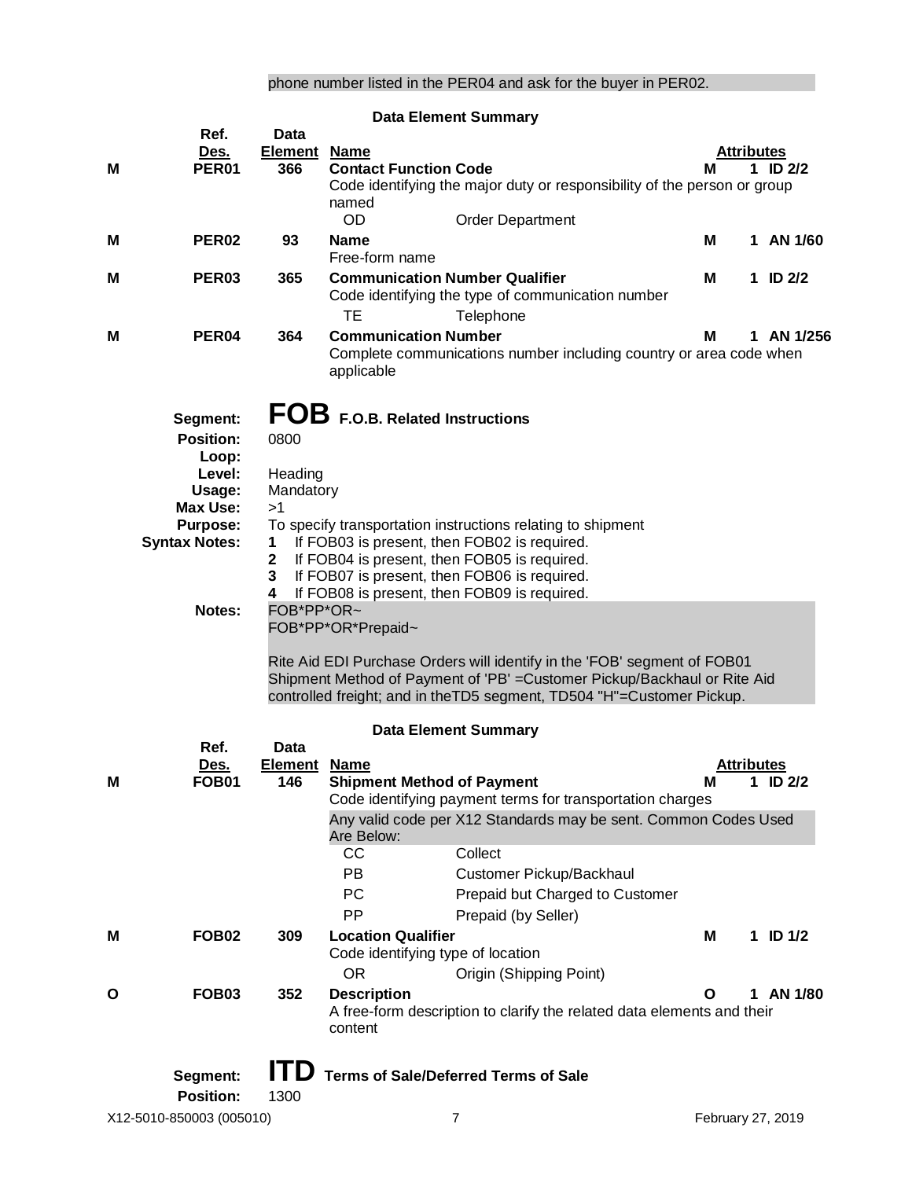phone number listed in the PER04 and ask for the buyer in PER02.

**Data Element Summary**

| | Ref. Des. | Data Element | Name | | Attributes | | |
|---|---|---|---|---|---|---|---|
| M | PER01 | 366 | **Contact Function Code** | | M | 1 | ID 2/2 |
| | | | Code identifying the major duty or responsibility of the person or group named | | | | |
| | | | OD | Order Department | | | |
| M | PER02 | 93 | **Name** | | M | 1 | AN 1/60 |
| | | | Free-form name | | | | |
| M | PER03 | 365 | **Communication Number Qualifier** | | M | 1 | ID 2/2 |
| | | | Code identifying the type of communication number | | | | |
| | | | TE | Telephone | | | |
| M | PER04 | 364 | **Communication Number** | | M | 1 | AN 1/256 |
| | | | Complete communications number including country or area code when applicable | | | | |

## Segment: FOB F.O.B. Related Instructions

**Position:** 0800
**Loop:**
**Level:** Heading
**Usage:** Mandatory
**Max Use:** >1
**Purpose:** To specify transportation instructions relating to shipment
**Syntax Notes:**
1. If FOB03 is present, then FOB02 is required.
2. If FOB04 is present, then FOB05 is required.
3. If FOB07 is present, then FOB06 is required.
4. If FOB08 is present, then FOB09 is required.

**Notes:**
FOB*PP*OR~
FOB*PP*OR*Prepaid~

Rite Aid EDI Purchase Orders will identify in the 'FOB' segment of FOB01 Shipment Method of Payment of 'PB' =Customer Pickup/Backhaul or Rite Aid controlled freight; and in theTD5 segment, TD504 "H"=Customer Pickup.

**Data Element Summary**

| | Ref. Des. | Data Element | Name | | Attributes | | |
|---|---|---|---|---|---|---|---|
| M | FOB01 | 146 | **Shipment Method of Payment** | | M | 1 | ID 2/2 |
| | | | Code identifying payment terms for transportation charges | | | | |
| | | | Any valid code per X12 Standards may be sent. Common Codes Used Are Below: | | | | |
| | | | CC | Collect | | | |
| | | | PB | Customer Pickup/Backhaul | | | |
| | | | PC | Prepaid but Charged to Customer | | | |
| | | | PP | Prepaid (by Seller) | | | |
| M | FOB02 | 309 | **Location Qualifier** | | M | 1 | ID 1/2 |
| | | | Code identifying type of location | | | | |
| | | | OR | Origin (Shipping Point) | | | |
| O | FOB03 | 352 | **Description** | | O | 1 | AN 1/80 |
| | | | A free-form description to clarify the related data elements and their content | | | | |

## Segment: ITD Terms of Sale/Deferred Terms of Sale

**Position:** 1300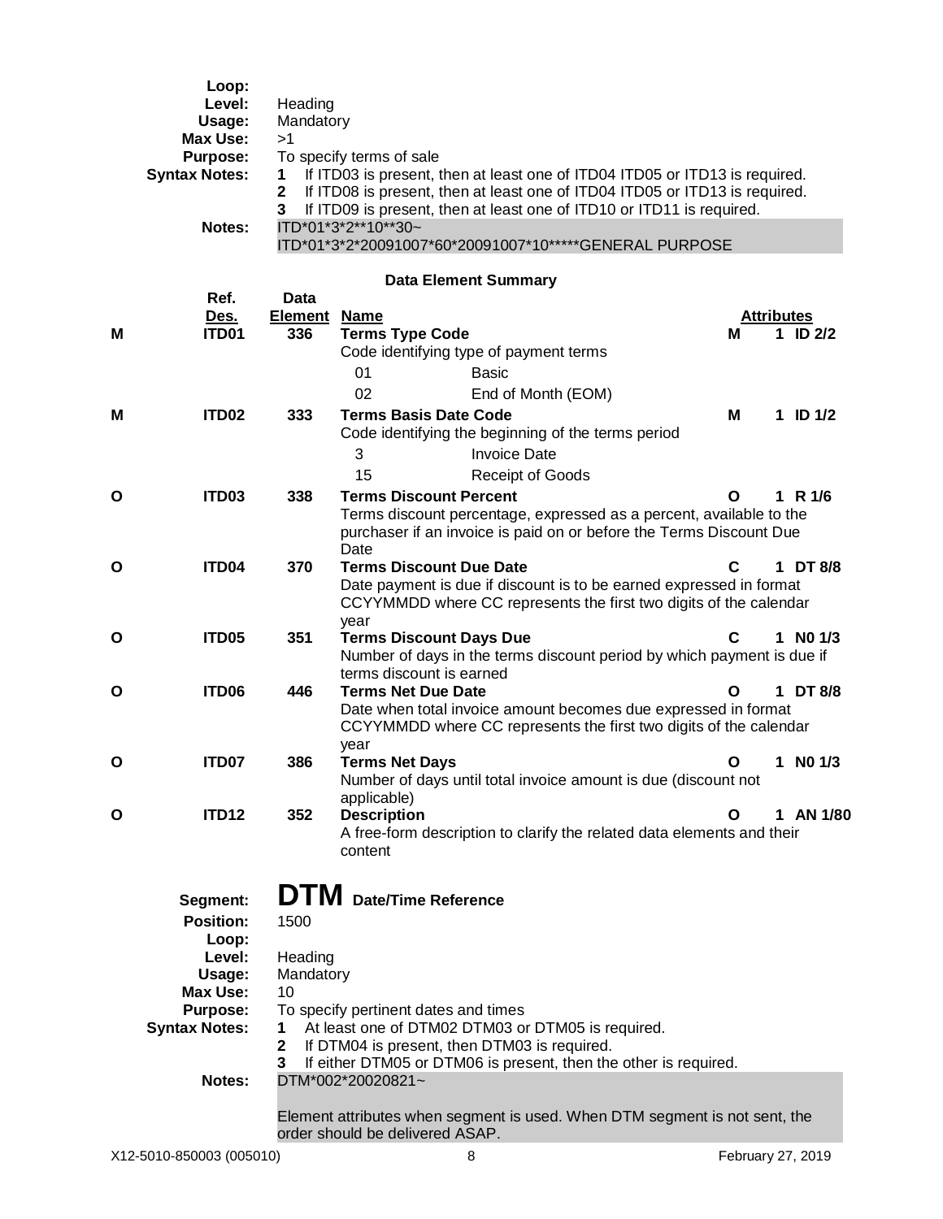**Loop:**
**Level:** Heading
**Usage:** Mandatory
**Max Use:** >1
**Purpose:** To specify terms of sale
**Syntax Notes:**
1. If ITD03 is present, then at least one of ITD04 ITD05 or ITD13 is required.
2. If ITD08 is present, then at least one of ITD04 ITD05 or ITD13 is required.
3. If ITD09 is present, then at least one of ITD10 or ITD11 is required.

**Notes:**
ITD*01*3*2**10**30~
ITD*01*3*2*20091007*60*20091007*10*****GENERAL PURPOSE

### Data Element Summary

| | Ref. Des. | Data Element | Name | | Attributes | |
|---|---|---|---|---|---|---|
| M | ITD01 | 336 | **Terms Type Code** | M | 1 | ID 2/2 |
| | | | Code identifying type of payment terms | | | |
| | | | 01 — Basic | | | |
| | | | 02 — End of Month (EOM) | | | |
| M | ITD02 | 333 | **Terms Basis Date Code** | M | 1 | ID 1/2 |
| | | | Code identifying the beginning of the terms period | | | |
| | | | 3 — Invoice Date | | | |
| | | | 15 — Receipt of Goods | | | |
| O | ITD03 | 338 | **Terms Discount Percent** | O | 1 | R 1/6 |
| | | | Terms discount percentage, expressed as a percent, available to the purchaser if an invoice is paid on or before the Terms Discount Due Date | | | |
| O | ITD04 | 370 | **Terms Discount Due Date** | C | 1 | DT 8/8 |
| | | | Date payment is due if discount is to be earned expressed in format CCYYMMDD where CC represents the first two digits of the calendar year | | | |
| O | ITD05 | 351 | **Terms Discount Days Due** | C | 1 | N0 1/3 |
| | | | Number of days in the terms discount period by which payment is due if terms discount is earned | | | |
| O | ITD06 | 446 | **Terms Net Due Date** | O | 1 | DT 8/8 |
| | | | Date when total invoice amount becomes due expressed in format CCYYMMDD where CC represents the first two digits of the calendar year | | | |
| O | ITD07 | 386 | **Terms Net Days** | O | 1 | N0 1/3 |
| | | | Number of days until total invoice amount is due (discount not applicable) | | | |
| O | ITD12 | 352 | **Description** | O | 1 | AN 1/80 |
| | | | A free-form description to clarify the related data elements and their content | | | |

## Segment: DTM Date/Time Reference

**Position:** 1500
**Loop:**
**Level:** Heading
**Usage:** Mandatory
**Max Use:** 10
**Purpose:** To specify pertinent dates and times
**Syntax Notes:**
1. At least one of DTM02 DTM03 or DTM05 is required.
2. If DTM04 is present, then DTM03 is required.
3. If either DTM05 or DTM06 is present, then the other is required.

**Notes:**
DTM*002*20020821~

Element attributes when segment is used. When DTM segment is not sent, the order should be delivered ASAP.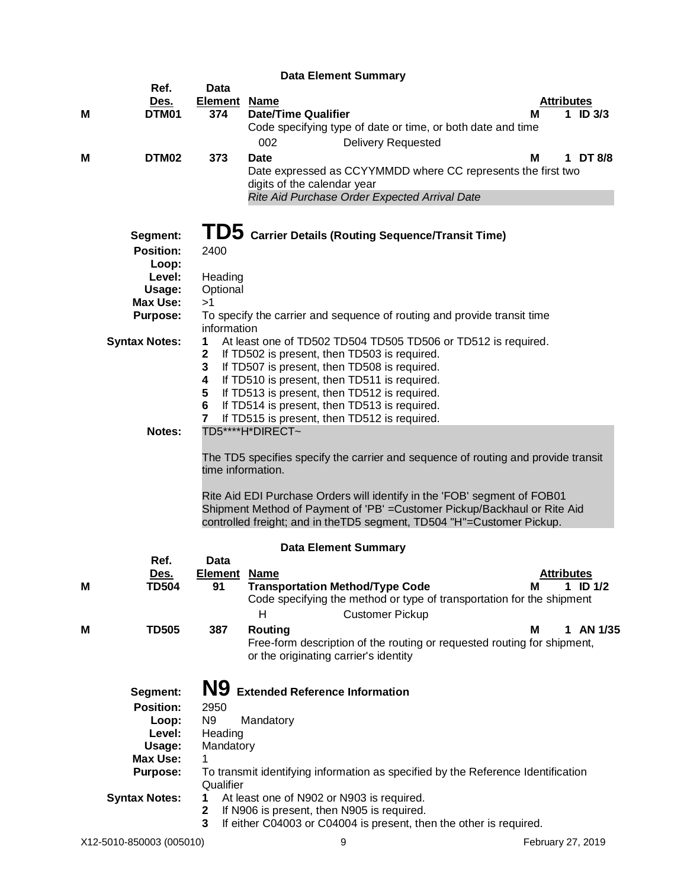**Data Element Summary**

| | Ref. Des. | Data Element | Name | | Attributes | |
|---|---|---|---|---|---|---|
| M | DTM01 | 374 | **Date/Time Qualifier** | M | 1 | ID 3/3 |
| | | | Code specifying type of date or time, or both date and time | | | |
| | | | 002 &nbsp;&nbsp; Delivery Requested | | | |
| M | DTM02 | 373 | **Date** | M | 1 | DT 8/8 |
| | | | Date expressed as CCYYMMDD where CC represents the first two digits of the calendar year | | | |
| | | | *Rite Aid Purchase Order Expected Arrival Date* | | | |

## TD5 Carrier Details (Routing Sequence/Transit Time)

**Segment:** TD5 Carrier Details (Routing Sequence/Transit Time)
**Position:** 2400
**Loop:**
**Level:** Heading
**Usage:** Optional
**Max Use:** >1
**Purpose:** To specify the carrier and sequence of routing and provide transit time information
**Syntax Notes:**
1. At least one of TD502 TD504 TD505 TD506 or TD512 is required.
2. If TD502 is present, then TD503 is required.
3. If TD507 is present, then TD508 is required.
4. If TD510 is present, then TD511 is required.
5. If TD513 is present, then TD512 is required.
6. If TD514 is present, then TD513 is required.
7. If TD515 is present, then TD512 is required.

**Notes:** TD5****H*DIRECT~

The TD5 specifies specify the carrier and sequence of routing and provide transit time information.

Rite Aid EDI Purchase Orders will identify in the 'FOB' segment of FOB01 Shipment Method of Payment of 'PB' =Customer Pickup/Backhaul or Rite Aid controlled freight; and in theTD5 segment, TD504 "H"=Customer Pickup.

**Data Element Summary**

| | Ref. Des. | Data Element | Name | | Attributes | |
|---|---|---|---|---|---|---|
| M | TD504 | 91 | **Transportation Method/Type Code** | M | 1 | ID 1/2 |
| | | | Code specifying the method or type of transportation for the shipment | | | |
| | | | H &nbsp;&nbsp; Customer Pickup | | | |
| M | TD505 | 387 | **Routing** | M | 1 | AN 1/35 |
| | | | Free-form description of the routing or requested routing for shipment, or the originating carrier's identity | | | |

## N9 Extended Reference Information

**Segment:** N9 Extended Reference Information
**Position:** 2950
**Loop:** N9 Mandatory
**Level:** Heading
**Usage:** Mandatory
**Max Use:** 1
**Purpose:** To transmit identifying information as specified by the Reference Identification Qualifier
**Syntax Notes:**
1. At least one of N902 or N903 is required.
2. If N906 is present, then N905 is required.
3. If either C04003 or C04004 is present, then the other is required.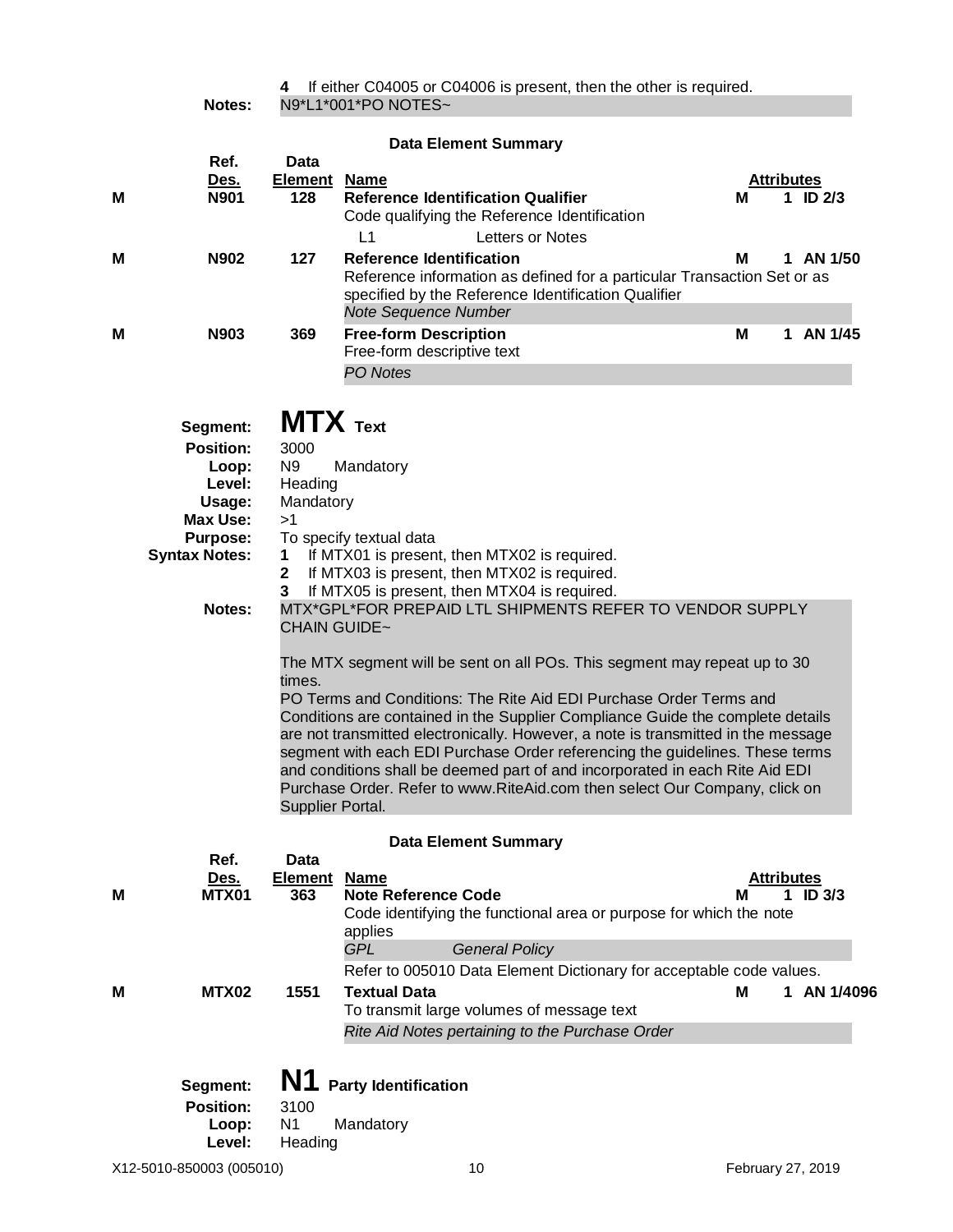4 If either C04005 or C04006 is present, then the other is required.

**Notes:** N9*L1*001*PO NOTES~

**Data Element Summary**

| | Ref. Des. | Data Element | Name | | Attributes |
|---|---|---|---|---|---|
| M | N901 | 128 | **Reference Identification Qualifier**<br>Code qualifying the Reference Identification<br>L1 Letters or Notes | M | 1 ID 2/3 |
| M | N902 | 127 | **Reference Identification**<br>Reference information as defined for a particular Transaction Set or as specified by the Reference Identification Qualifier<br>*Note Sequence Number* | M | 1 AN 1/50 |
| M | N903 | 369 | **Free-form Description**<br>Free-form descriptive text<br>*PO Notes* | M | 1 AN 1/45 |

## Segment: MTX Text

**Position:** 3000
**Loop:** N9 Mandatory
**Level:** Heading
**Usage:** Mandatory
**Max Use:** >1
**Purpose:** To specify textual data
**Syntax Notes:**
1 If MTX01 is present, then MTX02 is required.
2 If MTX03 is present, then MTX02 is required.
3 If MTX05 is present, then MTX04 is required.

**Notes:** MTX*GPL*FOR PREPAID LTL SHIPMENTS REFER TO VENDOR SUPPLY CHAIN GUIDE~

The MTX segment will be sent on all POs. This segment may repeat up to 30 times.
PO Terms and Conditions: The Rite Aid EDI Purchase Order Terms and Conditions are contained in the Supplier Compliance Guide the complete details are not transmitted electronically. However, a note is transmitted in the message segment with each EDI Purchase Order referencing the guidelines. These terms and conditions shall be deemed part of and incorporated in each Rite Aid EDI Purchase Order. Refer to www.RiteAid.com then select Our Company, click on Supplier Portal.

**Data Element Summary**

| | Ref. Des. | Data Element | Name | | Attributes |
|---|---|---|---|---|---|
| M | MTX01 | 363 | **Note Reference Code**<br>Code identifying the functional area or purpose for which the note applies<br>*GPL General Policy*<br>Refer to 005010 Data Element Dictionary for acceptable code values. | M | 1 ID 3/3 |
| M | MTX02 | 1551 | **Textual Data**<br>To transmit large volumes of message text<br>*Rite Aid Notes pertaining to the Purchase Order* | M | 1 AN 1/4096 |

## Segment: N1 Party Identification

**Position:** 3100
**Loop:** N1 Mandatory
**Level:** Heading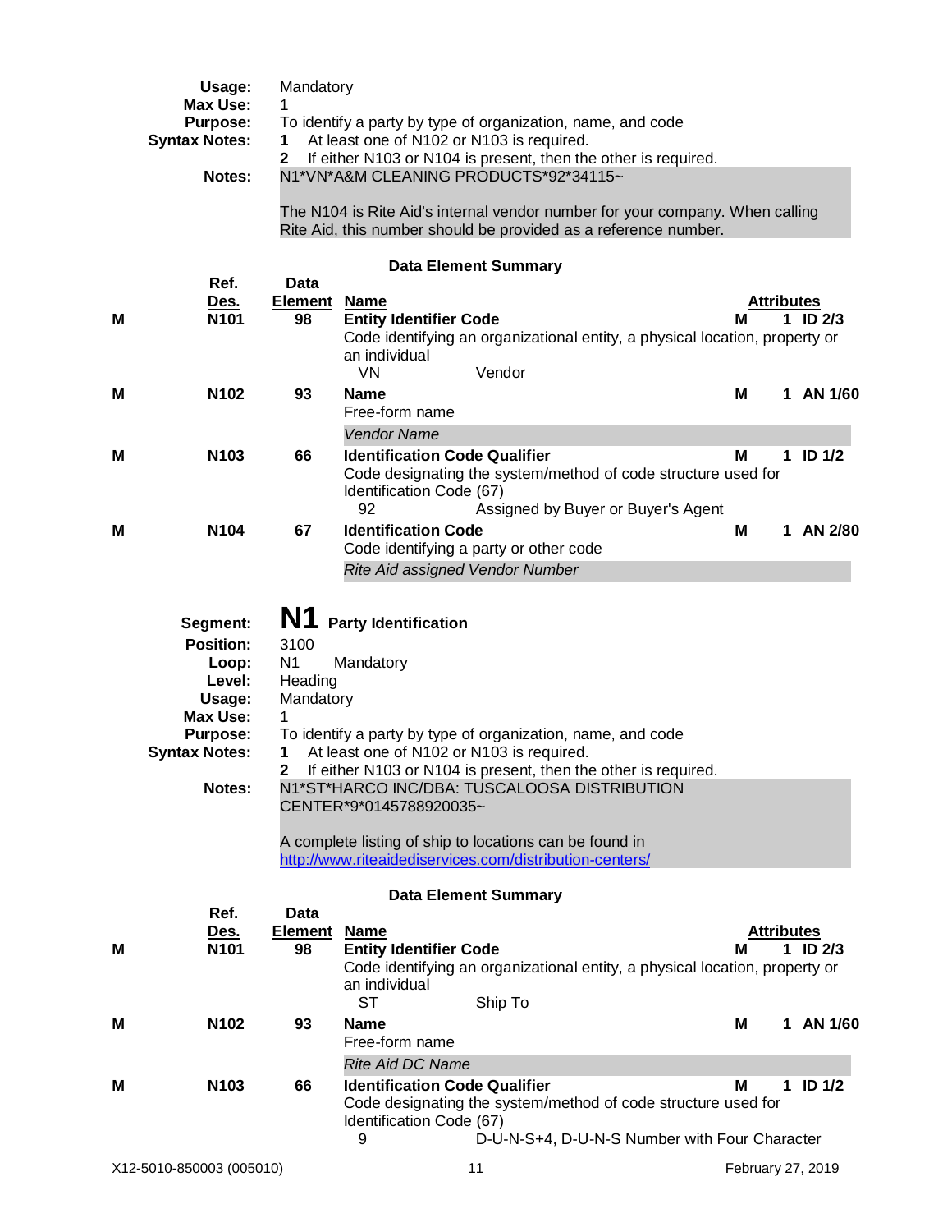**Usage:** Mandatory
**Max Use:** 1
**Purpose:** To identify a party by type of organization, name, and code
**Syntax Notes:**
**1** At least one of N102 or N103 is required.
**2** If either N103 or N104 is present, then the other is required.
**Notes:** N1*VN*A&M CLEANING PRODUCTS*92*34115~

The N104 is Rite Aid's internal vendor number for your company. When calling Rite Aid, this number should be provided as a reference number.

### Data Element Summary

| | Ref. Des. | Data Element | Name | | Attributes |
|---|---|---|---|---|---|
| M | N101 | 98 | **Entity Identifier Code**<br>Code identifying an organizational entity, a physical location, property or an individual<br>VN Vendor | M | 1 ID 2/3 |
| M | N102 | 93 | **Name**<br>Free-form name<br>*Vendor Name* | M | 1 AN 1/60 |
| M | N103 | 66 | **Identification Code Qualifier**<br>Code designating the system/method of code structure used for Identification Code (67)<br>92 Assigned by Buyer or Buyer's Agent | M | 1 ID 1/2 |
| M | N104 | 67 | **Identification Code**<br>Code identifying a party or other code<br>*Rite Aid assigned Vendor Number* | M | 1 AN 2/80 |

**Segment:** **N1** **Party Identification**
**Position:** 3100
**Loop:** N1 Mandatory
**Level:** Heading
**Usage:** Mandatory
**Max Use:** 1
**Purpose:** To identify a party by type of organization, name, and code
**Syntax Notes:**
**1** At least one of N102 or N103 is required.
**2** If either N103 or N104 is present, then the other is required.
**Notes:** N1*ST*HARCO INC/DBA: TUSCALOOSA DISTRIBUTION CENTER*9*0145788920035~

A complete listing of ship to locations can be found in [http://www.riteaidediservices.com/distribution-centers/](http://www.riteaidediservices.com/distribution-centers/)

### Data Element Summary

| | Ref. Des. | Data Element | Name | | Attributes |
|---|---|---|---|---|---|
| M | N101 | 98 | **Entity Identifier Code**<br>Code identifying an organizational entity, a physical location, property or an individual<br>ST Ship To | M | 1 ID 2/3 |
| M | N102 | 93 | **Name**<br>Free-form name<br>*Rite Aid DC Name* | M | 1 AN 1/60 |
| M | N103 | 66 | **Identification Code Qualifier**<br>Code designating the system/method of code structure used for Identification Code (67)<br>9 D-U-N-S+4, D-U-N-S Number with Four Character | M | 1 ID 1/2 |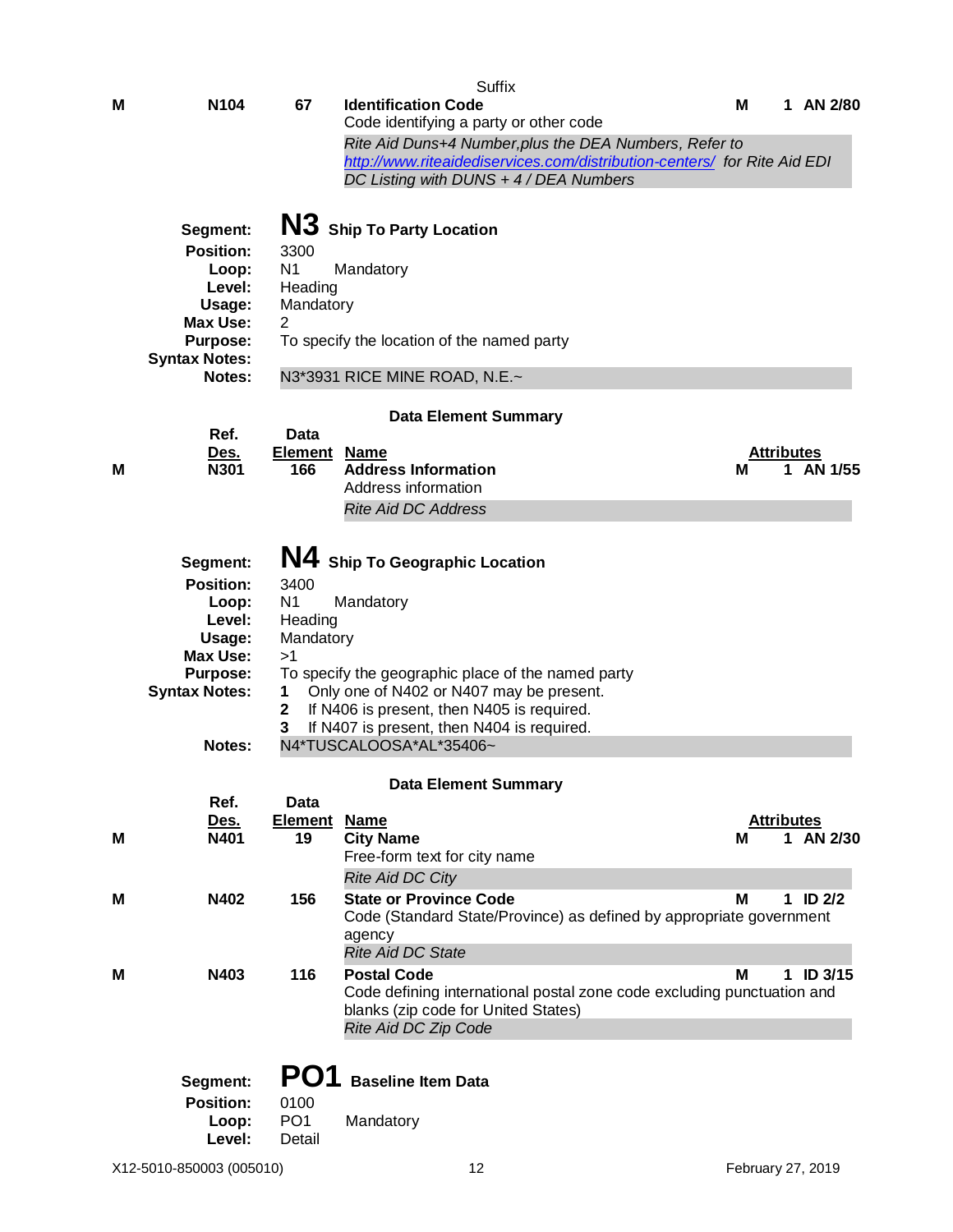| | Ref. Des. | Data Element | Name | | Attributes |
|---|---|---|---|---|---|
| | | | Suffix | | |
| M | N104 | 67 | **Identification Code**<br>Code identifying a party or other code<br>*Rite Aid Duns+4 Number,plus the DEA Numbers, Refer to http://www.riteaidediservices.com/distribution-centers/ for Rite Aid EDI DC Listing with DUNS + 4 / DEA Numbers* | M | 1 AN 2/80 |

**Segment:** **N3** **Ship To Party Location**
**Position:** 3300
**Loop:** N1 Mandatory
**Level:** Heading
**Usage:** Mandatory
**Max Use:** 2
**Purpose:** To specify the location of the named party
**Syntax Notes:**
**Notes:** N3*3931 RICE MINE ROAD, N.E.~

**Data Element Summary**

| | Ref. Des. | Data Element | Name | | Attributes |
|---|---|---|---|---|---|
| M | N301 | 166 | **Address Information**<br>Address information<br>*Rite Aid DC Address* | M | 1 AN 1/55 |

**Segment:** **N4** **Ship To Geographic Location**
**Position:** 3400
**Loop:** N1 Mandatory
**Level:** Heading
**Usage:** Mandatory
**Max Use:** >1
**Purpose:** To specify the geographic place of the named party
**Syntax Notes:**
1. Only one of N402 or N407 may be present.
2. If N406 is present, then N405 is required.
3. If N407 is present, then N404 is required.

**Notes:** N4*TUSCALOOSA*AL*35406~

**Data Element Summary**

| | Ref. Des. | Data Element | Name | | Attributes |
|---|---|---|---|---|---|
| M | N401 | 19 | **City Name**<br>Free-form text for city name<br>*Rite Aid DC City* | M | 1 AN 2/30 |
| M | N402 | 156 | **State or Province Code**<br>Code (Standard State/Province) as defined by appropriate government agency<br>*Rite Aid DC State* | M | 1 ID 2/2 |
| M | N403 | 116 | **Postal Code**<br>Code defining international postal zone code excluding punctuation and blanks (zip code for United States)<br>*Rite Aid DC Zip Code* | M | 1 ID 3/15 |

**Segment:** **PO1** **Baseline Item Data**
**Position:** 0100
**Loop:** PO1 Mandatory
**Level:** Detail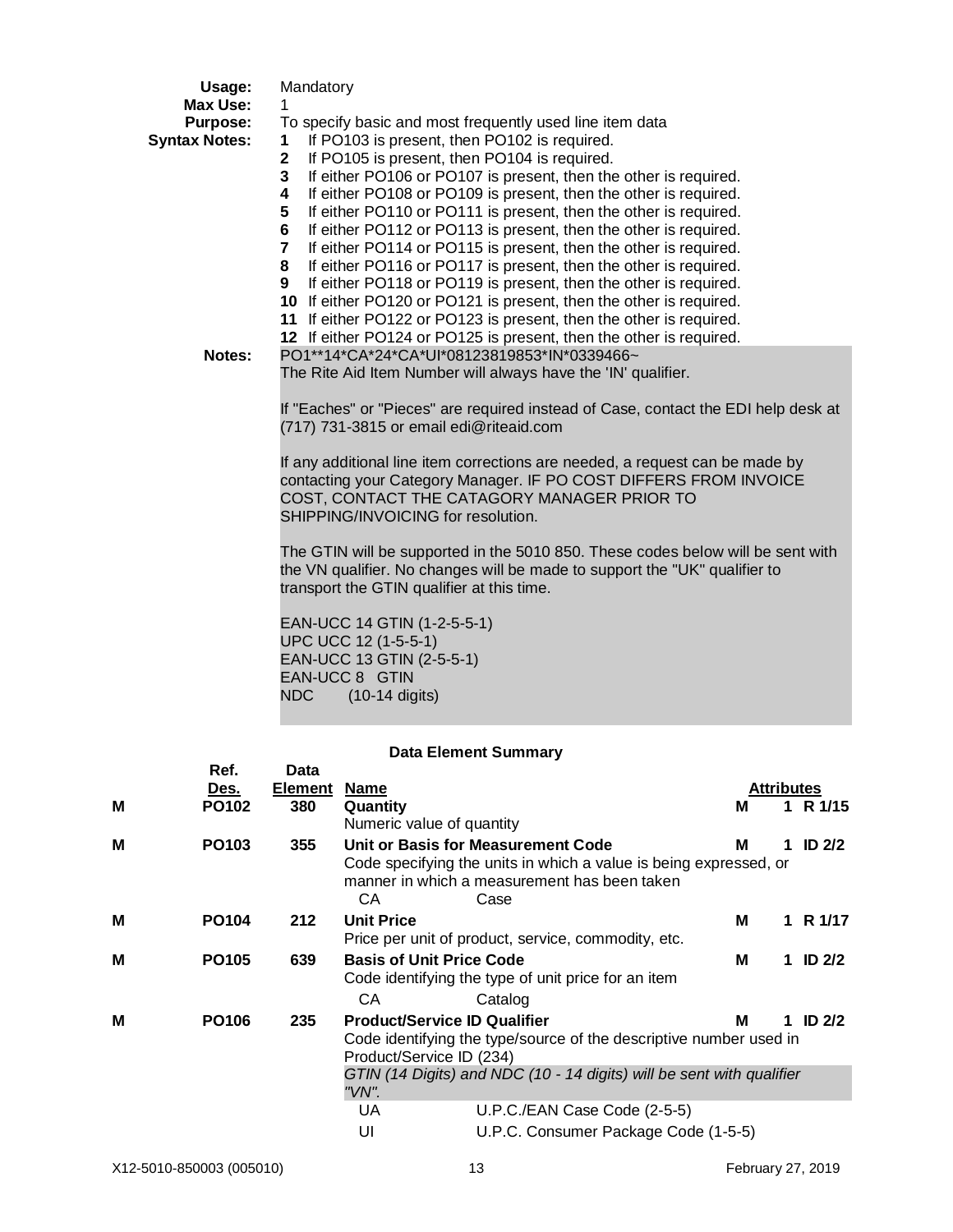**Usage:** Mandatory

**Max Use:** 1

**Purpose:** To specify basic and most frequently used line item data

**Syntax Notes:**

1. If PO103 is present, then PO102 is required.
2. If PO105 is present, then PO104 is required.
3. If either PO106 or PO107 is present, then the other is required.
4. If either PO108 or PO109 is present, then the other is required.
5. If either PO110 or PO111 is present, then the other is required.
6. If either PO112 or PO113 is present, then the other is required.
7. If either PO114 or PO115 is present, then the other is required.
8. If either PO116 or PO117 is present, then the other is required.
9. If either PO118 or PO119 is present, then the other is required.
10. If either PO120 or PO121 is present, then the other is required.
11. If either PO122 or PO123 is present, then the other is required.
12. If either PO124 or PO125 is present, then the other is required.

**Notes:** PO1**14*CA*24*CA*UI*08123819853*IN*0339466~

The Rite Aid Item Number will always have the 'IN' qualifier.

If "Eaches" or "Pieces" are required instead of Case, contact the EDI help desk at (717) 731-3815 or email edi@riteaid.com

If any additional line item corrections are needed, a request can be made by contacting your Category Manager. IF PO COST DIFFERS FROM INVOICE COST, CONTACT THE CATAGORY MANAGER PRIOR TO SHIPPING/INVOICING for resolution.

The GTIN will be supported in the 5010 850. These codes below will be sent with the VN qualifier. No changes will be made to support the "UK" qualifier to transport the GTIN qualifier at this time.

EAN-UCC 14 GTIN (1-2-5-5-1)
UPC UCC 12 (1-5-5-1)
EAN-UCC 13 GTIN (2-5-5-1)
EAN-UCC 8 GTIN
NDC (10-14 digits)

### Data Element Summary

| | Ref. Des. | Data Element | Name | | Attributes |
|---|---|---|---|---|---|
| M | PO102 | 380 | **Quantity**<br>Numeric value of quantity | M | 1 R 1/15 |
| M | PO103 | 355 | **Unit or Basis for Measurement Code**<br>Code specifying the units in which a value is being expressed, or manner in which a measurement has been taken<br>CA Case | M | 1 ID 2/2 |
| M | PO104 | 212 | **Unit Price**<br>Price per unit of product, service, commodity, etc. | M | 1 R 1/17 |
| M | PO105 | 639 | **Basis of Unit Price Code**<br>Code identifying the type of unit price for an item<br>CA Catalog | M | 1 ID 2/2 |
| M | PO106 | 235 | **Product/Service ID Qualifier**<br>Code identifying the type/source of the descriptive number used in Product/Service ID (234)<br>*GTIN (14 Digits) and NDC (10 - 14 digits) will be sent with qualifier "VN".*<br>UA U.P.C./EAN Case Code (2-5-5)<br>UI U.P.C. Consumer Package Code (1-5-5) | M | 1 ID 2/2 |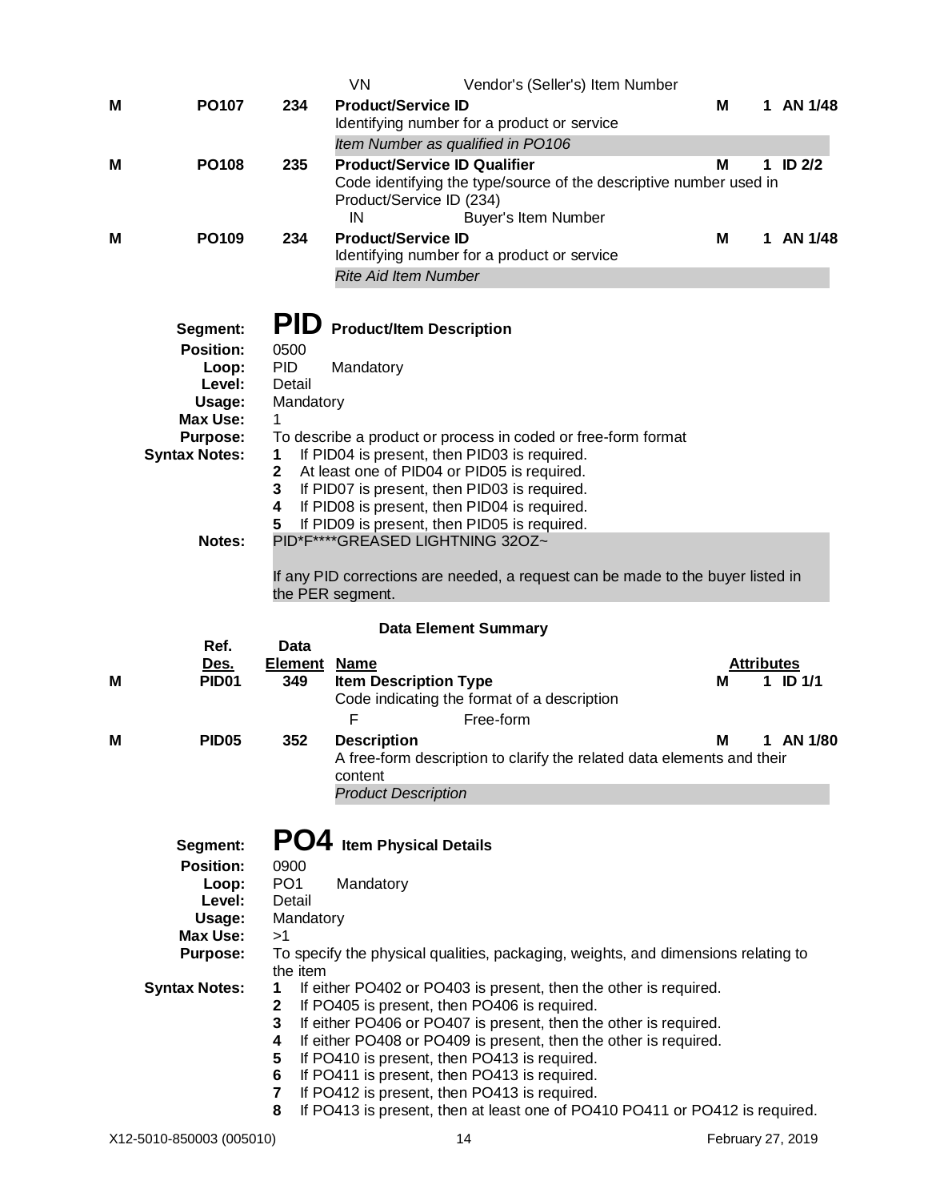| | Ref. Des. | Data Element | Name | | Attributes |
|---|---|---|---|---|---|
| | | | VN — Vendor's (Seller's) Item Number | | |
| M | PO107 | 234 | **Product/Service ID**<br>Identifying number for a product or service<br>*Item Number as qualified in PO106* | M | 1 AN 1/48 |
| M | PO108 | 235 | **Product/Service ID Qualifier**<br>Code identifying the type/source of the descriptive number used in Product/Service ID (234)<br>IN — Buyer's Item Number | M | 1 ID 2/2 |
| M | PO109 | 234 | **Product/Service ID**<br>Identifying number for a product or service<br>*Rite Aid Item Number* | M | 1 AN 1/48 |

## Segment: PID Product/Item Description

**Position:** 0500
**Loop:** PID Mandatory
**Level:** Detail
**Usage:** Mandatory
**Max Use:** 1
**Purpose:** To describe a product or process in coded or free-form format
**Syntax Notes:**
1. If PID04 is present, then PID03 is required.
2. At least one of PID04 or PID05 is required.
3. If PID07 is present, then PID03 is required.
4. If PID08 is present, then PID04 is required.
5. If PID09 is present, then PID05 is required.

**Notes:** PID*F****GREASED LIGHTNING 32OZ~

If any PID corrections are needed, a request can be made to the buyer listed in the PER segment.

### Data Element Summary

| | Ref. Des. | Data Element | Name | | Attributes |
|---|---|---|---|---|---|
| M | PID01 | 349 | **Item Description Type**<br>Code indicating the format of a description<br>F — Free-form | M | 1 ID 1/1 |
| M | PID05 | 352 | **Description**<br>A free-form description to clarify the related data elements and their content<br>*Product Description* | M | 1 AN 1/80 |

## Segment: PO4 Item Physical Details

**Position:** 0900
**Loop:** PO1 Mandatory
**Level:** Detail
**Usage:** Mandatory
**Max Use:** >1
**Purpose:** To specify the physical qualities, packaging, weights, and dimensions relating to the item
**Syntax Notes:**
1. If either PO402 or PO403 is present, then the other is required.
2. If PO405 is present, then PO406 is required.
3. If either PO406 or PO407 is present, then the other is required.
4. If either PO408 or PO409 is present, then the other is required.
5. If PO410 is present, then PO413 is required.
6. If PO411 is present, then PO413 is required.
7. If PO412 is present, then PO413 is required.
8. If PO413 is present, then at least one of PO410 PO411 or PO412 is required.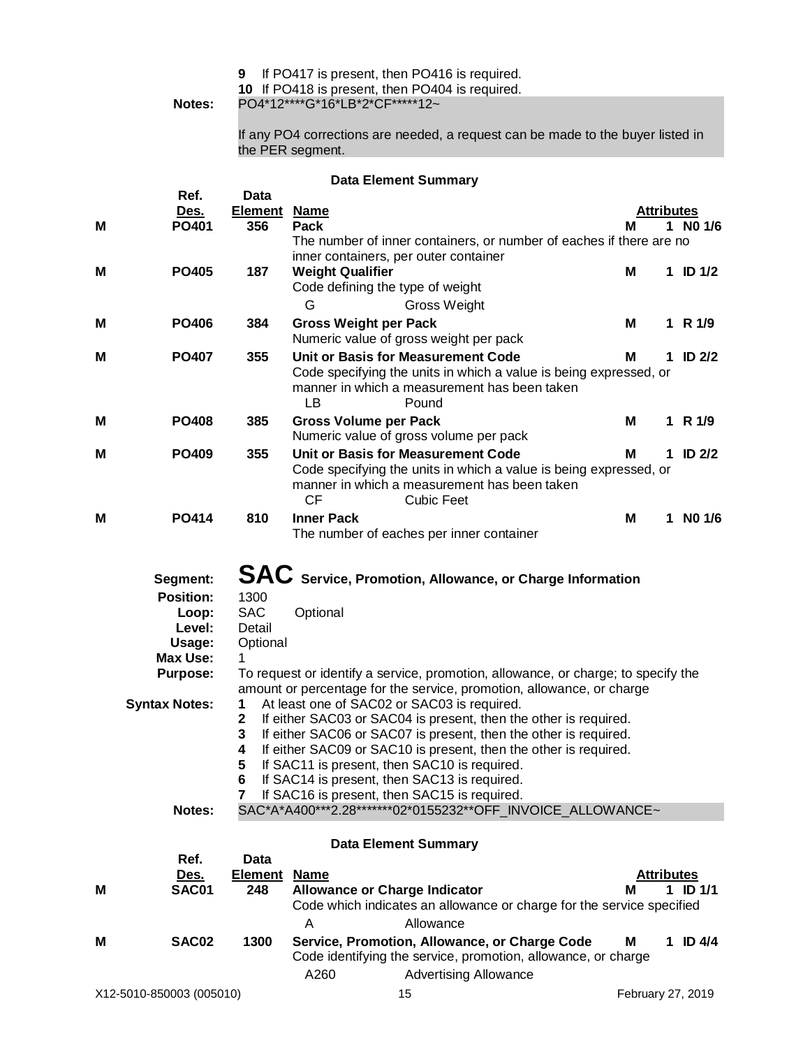9 If PO417 is present, then PO416 is required.
10 If PO418 is present, then PO404 is required.

**Notes:** PO4*12****G*16*LB*2*CF*****12~

If any PO4 corrections are needed, a request can be made to the buyer listed in the PER segment.

**Data Element Summary**

| | Ref. Des. | Data Element | Name | | Attributes |
|---|---|---|---|---|---|
| M | **PO401** | **356** | **Pack**<br>The number of inner containers, or number of eaches if there are no inner containers, per outer container | M | 1 N0 1/6 |
| M | **PO405** | **187** | **Weight Qualifier**<br>Code defining the type of weight<br>G — Gross Weight | M | 1 ID 1/2 |
| M | **PO406** | **384** | **Gross Weight per Pack**<br>Numeric value of gross weight per pack | M | 1 R 1/9 |
| M | **PO407** | **355** | **Unit or Basis for Measurement Code**<br>Code specifying the units in which a value is being expressed, or manner in which a measurement has been taken<br>LB — Pound | M | 1 ID 2/2 |
| M | **PO408** | **385** | **Gross Volume per Pack**<br>Numeric value of gross volume per pack | M | 1 R 1/9 |
| M | **PO409** | **355** | **Unit or Basis for Measurement Code**<br>Code specifying the units in which a value is being expressed, or manner in which a measurement has been taken<br>CF — Cubic Feet | M | 1 ID 2/2 |
| M | **PO414** | **810** | **Inner Pack**<br>The number of eaches per inner container | M | 1 N0 1/6 |

# SAC Service, Promotion, Allowance, or Charge Information

**Segment:** SAC Service, Promotion, Allowance, or Charge Information
**Position:** 1300
**Loop:** SAC Optional
**Level:** Detail
**Usage:** Optional
**Max Use:** 1
**Purpose:** To request or identify a service, promotion, allowance, or charge; to specify the amount or percentage for the service, promotion, allowance, or charge

**Syntax Notes:**
1 At least one of SAC02 or SAC03 is required.
2 If either SAC03 or SAC04 is present, then the other is required.
3 If either SAC06 or SAC07 is present, then the other is required.
4 If either SAC09 or SAC10 is present, then the other is required.
5 If SAC11 is present, then SAC10 is required.
6 If SAC14 is present, then SAC13 is required.
7 If SAC16 is present, then SAC15 is required.

**Notes:** SAC*A*A400***2.28*******02*0155232**OFF_INVOICE_ALLOWANCE~

**Data Element Summary**

| | Ref. Des. | Data Element | Name | | Attributes |
|---|---|---|---|---|---|
| M | **SAC01** | **248** | **Allowance or Charge Indicator**<br>Code which indicates an allowance or charge for the service specified<br>A — Allowance | M | 1 ID 1/1 |
| M | **SAC02** | **1300** | **Service, Promotion, Allowance, or Charge Code**<br>Code identifying the service, promotion, allowance, or charge<br>A260 — Advertising Allowance | M | 1 ID 4/4 |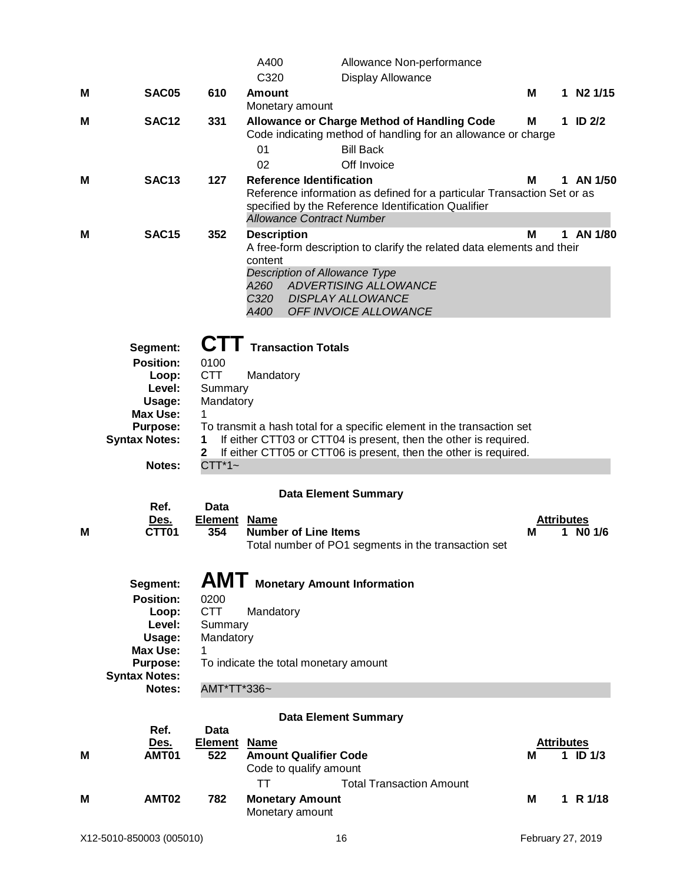| | | | | | | |
|---|---|---|---|---|---|---|
| | | | A400 | Allowance Non-performance | | |
| | | | C320 | Display Allowance | | |
| **M** | **SAC05** | **610** | **Amount**<br>Monetary amount | | **M** | **1 N2 1/15** |
| **M** | **SAC12** | **331** | **Allowance or Charge Method of Handling Code**<br>Code indicating method of handling for an allowance or charge | | **M** | **1 ID 2/2** |
| | | | 01 | Bill Back | | |
| | | | 02 | Off Invoice | | |
| **M** | **SAC13** | **127** | **Reference Identification**<br>Reference information as defined for a particular Transaction Set or as specified by the Reference Identification Qualifier<br>*Allowance Contract Number* | | **M** | **1 AN 1/50** |
| **M** | **SAC15** | **352** | **Description**<br>A free-form description to clarify the related data elements and their content<br>*Description of Allowance Type*<br>*A260 ADVERTISING ALLOWANCE*<br>*C320 DISPLAY ALLOWANCE*<br>*A400 OFF INVOICE ALLOWANCE* | | **M** | **1 AN 1/80** |

## Segment: CTT Transaction Totals

**Position:** 0100
**Loop:** CTT Mandatory
**Level:** Summary
**Usage:** Mandatory
**Max Use:** 1
**Purpose:** To transmit a hash total for a specific element in the transaction set
**Syntax Notes:**
1. If either CTT03 or CTT04 is present, then the other is required.
2. If either CTT05 or CTT06 is present, then the other is required.

**Notes:** CTT*1~

### Data Element Summary

| | Ref. Des. | Data Element | Name | | Attributes |
|---|---|---|---|---|---|
| **M** | **CTT01** | **354** | **Number of Line Items**<br>Total number of PO1 segments in the transaction set | **M** | **1 N0 1/6** |

## Segment: AMT Monetary Amount Information

**Position:** 0200
**Loop:** CTT Mandatory
**Level:** Summary
**Usage:** Mandatory
**Max Use:** 1
**Purpose:** To indicate the total monetary amount
**Syntax Notes:**
**Notes:** AMT*TT*336~

### Data Element Summary

| | Ref. Des. | Data Element | Name | | | Attributes |
|---|---|---|---|---|---|---|
| **M** | **AMT01** | **522** | **Amount Qualifier Code**<br>Code to qualify amount | | **M** | **1 ID 1/3** |
| | | | TT | Total Transaction Amount | | |
| **M** | **AMT02** | **782** | **Monetary Amount**<br>Monetary amount | | **M** | **1 R 1/18** |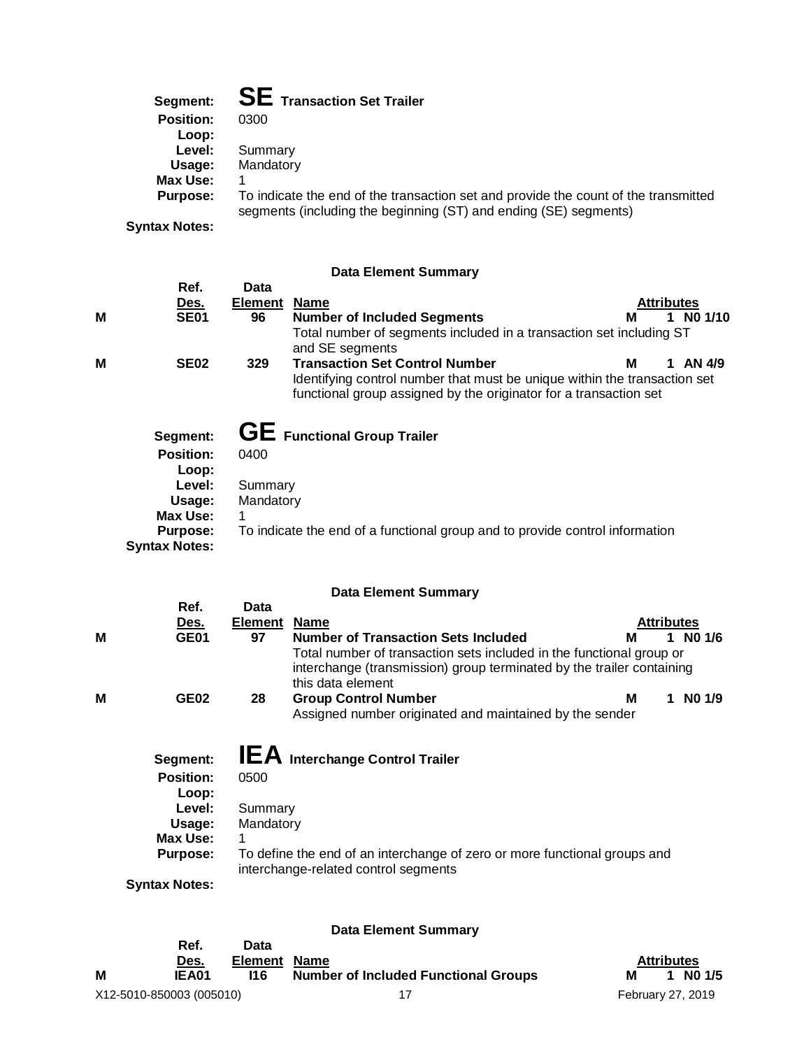## Segment: **SE** Transaction Set Trailer

**Position:** 0300
**Loop:**
**Level:** Summary
**Usage:** Mandatory
**Max Use:** 1
**Purpose:** To indicate the end of the transaction set and provide the count of the transmitted segments (including the beginning (ST) and ending (SE) segments)
**Syntax Notes:**

**Data Element Summary**

| | Ref. Des. | Data Element | Name | | Attributes | |
|---|---|---|---|---|---|---|
| M | SE01 | 96 | **Number of Included Segments**<br>Total number of segments included in a transaction set including ST and SE segments | M | 1 | N0 1/10 |
| M | SE02 | 329 | **Transaction Set Control Number**<br>Identifying control number that must be unique within the transaction set functional group assigned by the originator for a transaction set | M | 1 | AN 4/9 |

## Segment: **GE** Functional Group Trailer

**Position:** 0400
**Loop:**
**Level:** Summary
**Usage:** Mandatory
**Max Use:** 1
**Purpose:** To indicate the end of a functional group and to provide control information
**Syntax Notes:**

**Data Element Summary**

| | Ref. Des. | Data Element | Name | | Attributes | |
|---|---|---|---|---|---|---|
| M | GE01 | 97 | **Number of Transaction Sets Included**<br>Total number of transaction sets included in the functional group or interchange (transmission) group terminated by the trailer containing this data element | M | 1 | N0 1/6 |
| M | GE02 | 28 | **Group Control Number**<br>Assigned number originated and maintained by the sender | M | 1 | N0 1/9 |

## Segment: **IEA** Interchange Control Trailer

**Position:** 0500
**Loop:**
**Level:** Summary
**Usage:** Mandatory
**Max Use:** 1
**Purpose:** To define the end of an interchange of zero or more functional groups and interchange-related control segments
**Syntax Notes:**

**Data Element Summary**

| | Ref. Des. | Data Element | Name | | Attributes | |
|---|---|---|---|---|---|---|
| M | IEA01 | I16 | **Number of Included Functional Groups** | M | 1 | N0 1/5 |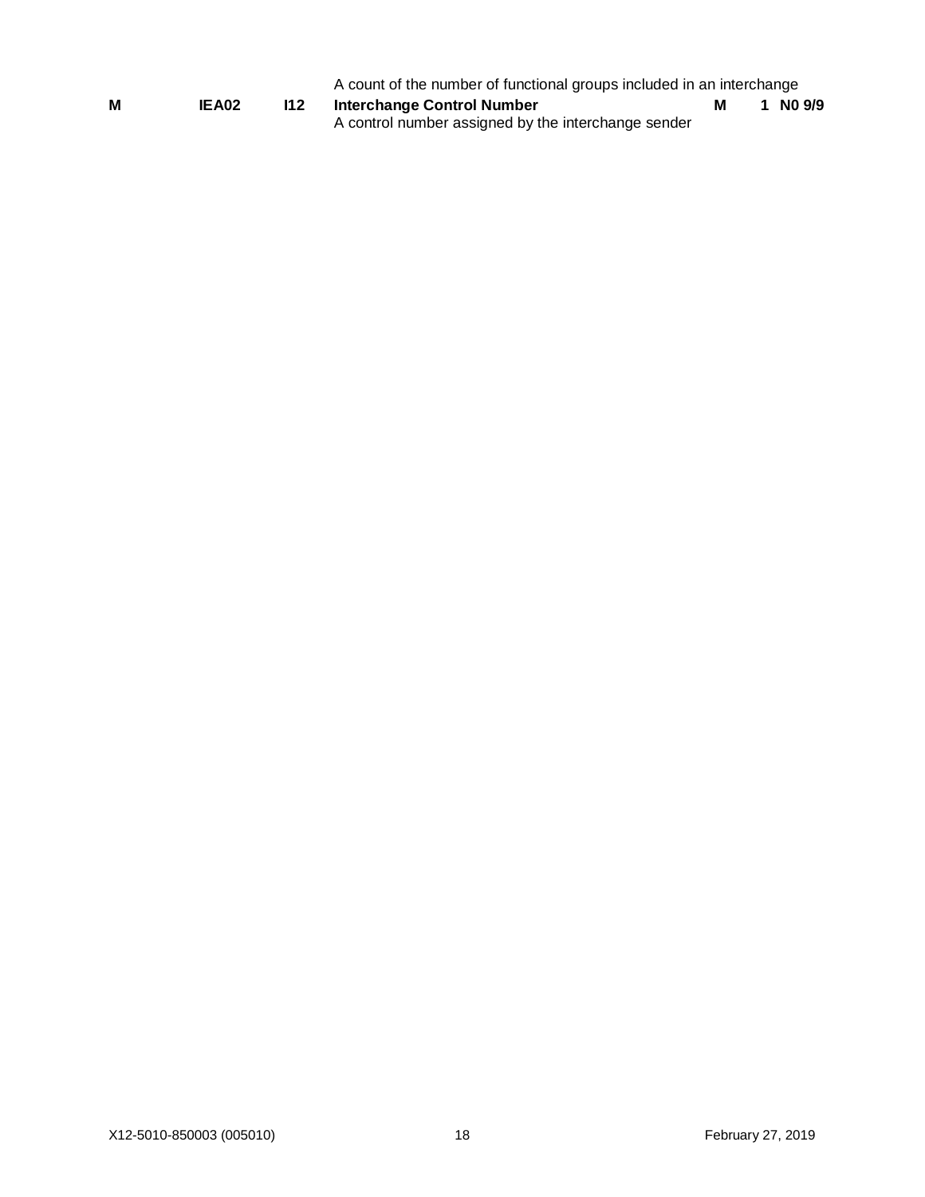|  |  |  | A count of the number of functional groups included in an interchange |  |  |  |
| --- | --- | --- | --- | --- | --- | --- |
| **M** | **IEA02** | **I12** | **Interchange Control Number**<br>A control number assigned by the interchange sender | **M** | **1** | **N0 9/9** |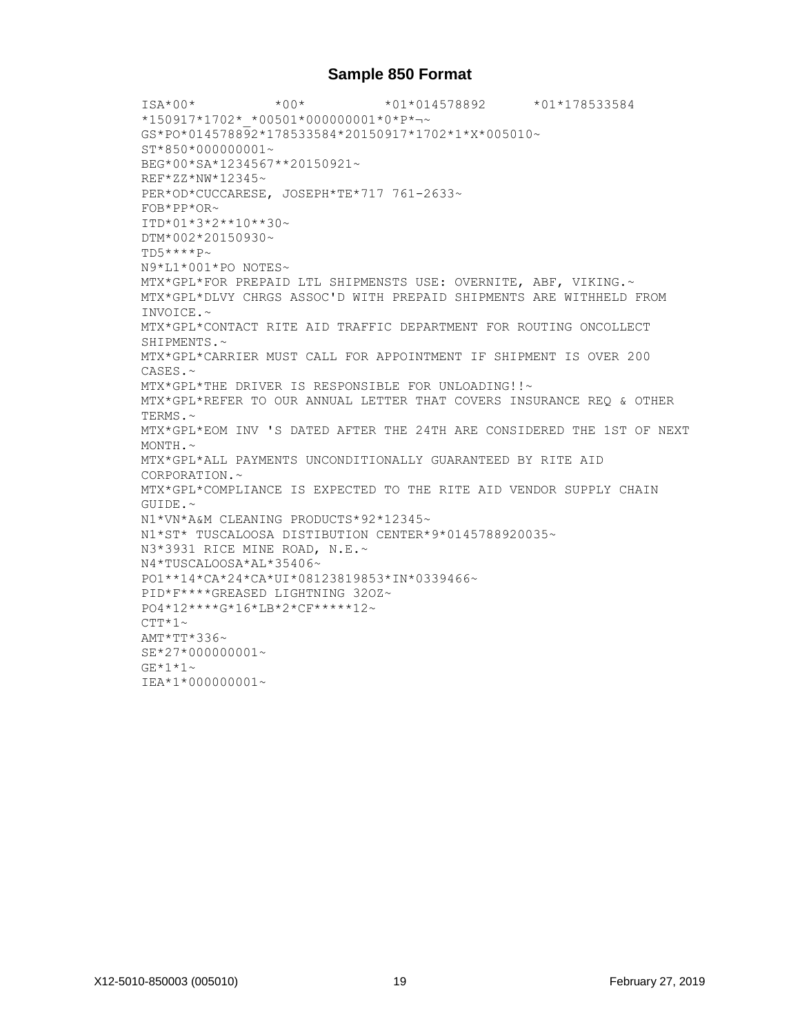## Sample 850 Format

```
ISA*00*          *00*          *01*014578892      *01*178533584
*150917*1702*_*00501*000000001*0*P*¬~
GS*PO*014578892*178533584*20150917*1702*1*X*005010~
ST*850*000000001~
BEG*00*SA*1234567**20150921~
REF*ZZ*NW*12345~
PER*OD*CUCCARESE, JOSEPH*TE*717 761-2633~
FOB*PP*OR~
ITD*01*3*2**10**30~
DTM*002*20150930~
TD5****P~
N9*L1*001*PO NOTES~
MTX*GPL*FOR PREPAID LTL SHIPMENSTS USE: OVERNITE, ABF, VIKING.~
MTX*GPL*DLVY CHRGS ASSOC'D WITH PREPAID SHIPMENTS ARE WITHHELD FROM
INVOICE.~
MTX*GPL*CONTACT RITE AID TRAFFIC DEPARTMENT FOR ROUTING ONCOLLECT
SHIPMENTS.~
MTX*GPL*CARRIER MUST CALL FOR APPOINTMENT IF SHIPMENT IS OVER 200
CASES.~
MTX*GPL*THE DRIVER IS RESPONSIBLE FOR UNLOADING!!~
MTX*GPL*REFER TO OUR ANNUAL LETTER THAT COVERS INSURANCE REQ & OTHER
TERMS.~
MTX*GPL*EOM INV 'S DATED AFTER THE 24TH ARE CONSIDERED THE 1ST OF NEXT
MONTH.~
MTX*GPL*ALL PAYMENTS UNCONDITIONALLY GUARANTEED BY RITE AID
CORPORATION.~
MTX*GPL*COMPLIANCE IS EXPECTED TO THE RITE AID VENDOR SUPPLY CHAIN
GUIDE.~
N1*VN*A&M CLEANING PRODUCTS*92*12345~
N1*ST* TUSCALOOSA DISTIBUTION CENTER*9*0145788920035~
N3*3931 RICE MINE ROAD, N.E.~
N4*TUSCALOOSA*AL*35406~
PO1**14*CA*24*CA*UI*08123819853*IN*0339466~
PID*F****GREASED LIGHTNING 32OZ~
PO4*12****G*16*LB*2*CF*****12~
CTT*1~
AMT*TT*336~
SE*27*000000001~
GE*1*1~
IEA*1*000000001~
```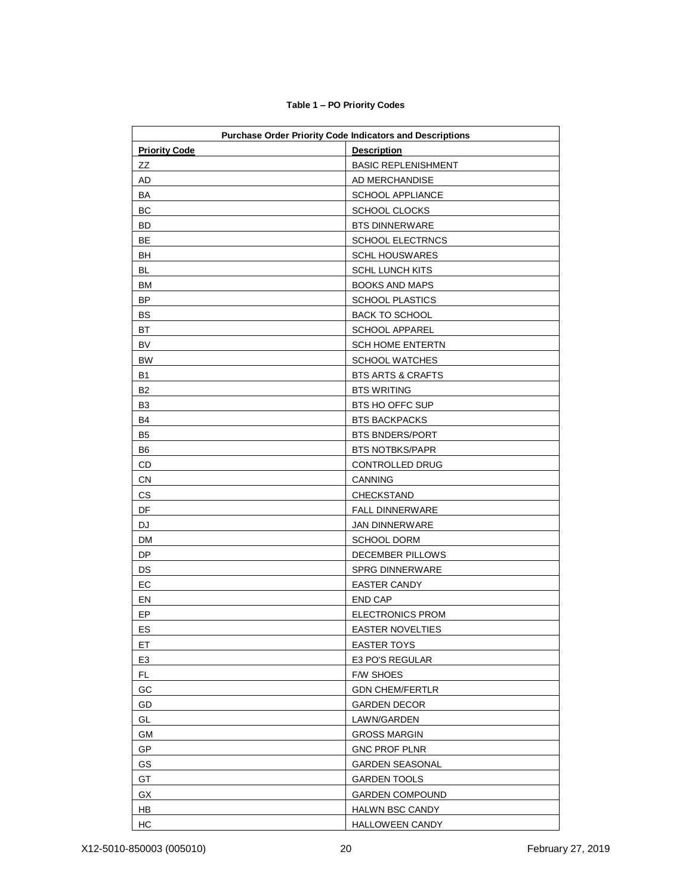**Table 1 – PO Priority Codes**

| Purchase Order Priority Code Indicators and Descriptions | |
|---|---|
| **Priority Code** | **Description** |
| ZZ | BASIC REPLENISHMENT |
| AD | AD MERCHANDISE |
| BA | SCHOOL APPLIANCE |
| BC | SCHOOL CLOCKS |
| BD | BTS DINNERWARE |
| BE | SCHOOL ELECTRNCS |
| BH | SCHL HOUSWARES |
| BL | SCHL LUNCH KITS |
| BM | BOOKS AND MAPS |
| BP | SCHOOL PLASTICS |
| BS | BACK TO SCHOOL |
| BT | SCHOOL APPAREL |
| BV | SCH HOME ENTERTN |
| BW | SCHOOL WATCHES |
| B1 | BTS ARTS & CRAFTS |
| B2 | BTS WRITING |
| B3 | BTS HO OFFC SUP |
| B4 | BTS BACKPACKS |
| B5 | BTS BNDERS/PORT |
| B6 | BTS NOTBKS/PAPR |
| CD | CONTROLLED DRUG |
| CN | CANNING |
| CS | CHECKSTAND |
| DF | FALL DINNERWARE |
| DJ | JAN DINNERWARE |
| DM | SCHOOL DORM |
| DP | DECEMBER PILLOWS |
| DS | SPRG DINNERWARE |
| EC | EASTER CANDY |
| EN | END CAP |
| EP | ELECTRONICS PROM |
| ES | EASTER NOVELTIES |
| ET | EASTER TOYS |
| E3 | E3 PO'S REGULAR |
| FL | F/W SHOES |
| GC | GDN CHEM/FERTLR |
| GD | GARDEN DECOR |
| GL | LAWN/GARDEN |
| GM | GROSS MARGIN |
| GP | GNC PROF PLNR |
| GS | GARDEN SEASONAL |
| GT | GARDEN TOOLS |
| GX | GARDEN COMPOUND |
| HB | HALWN BSC CANDY |
| HC | HALLOWEEN CANDY |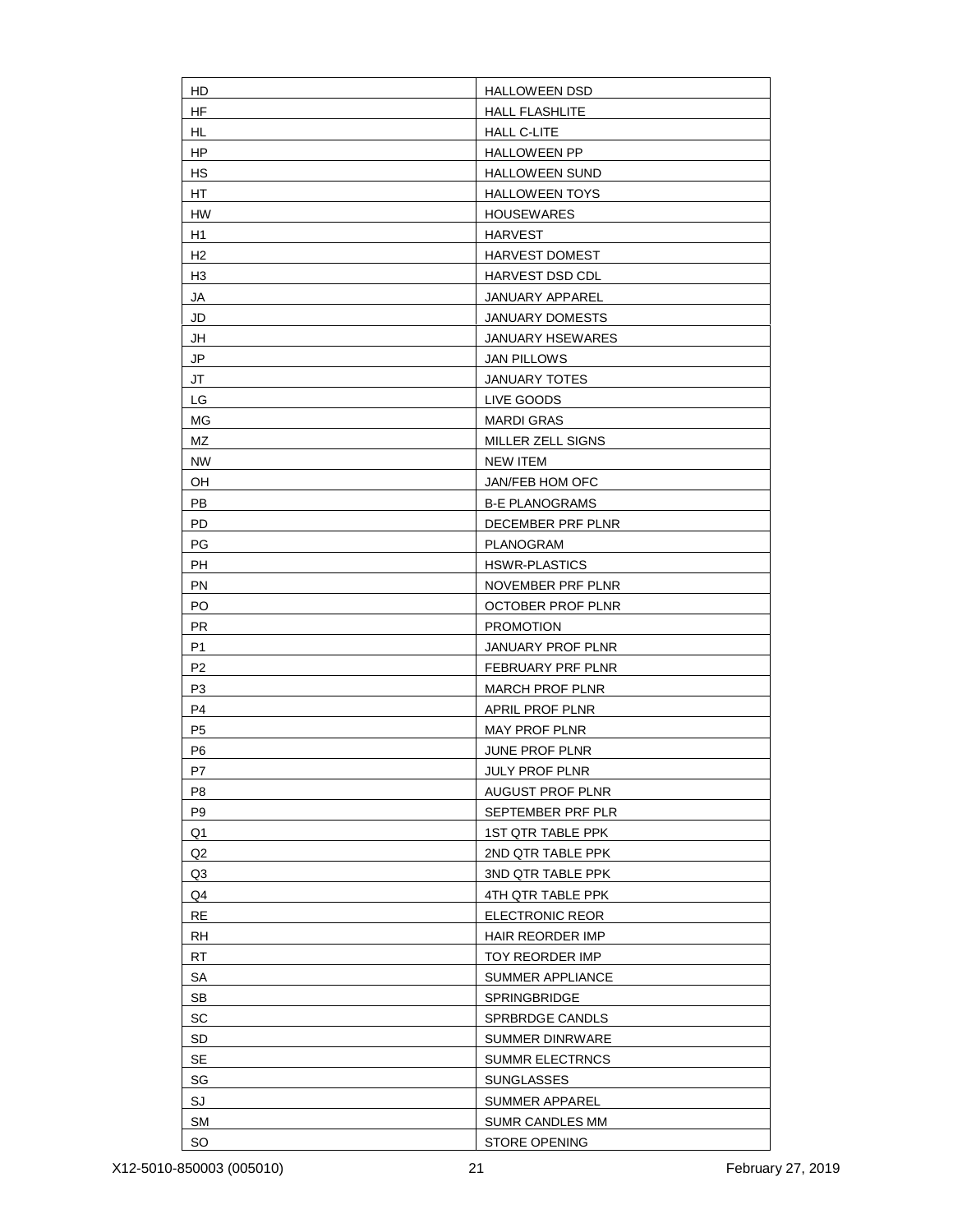| HD | HALLOWEEN DSD |
|---|---|
| HF | HALL FLASHLITE |
| HL | HALL C-LITE |
| HP | HALLOWEEN PP |
| HS | HALLOWEEN SUND |
| HT | HALLOWEEN TOYS |
| HW | HOUSEWARES |
| H1 | HARVEST |
| H2 | HARVEST DOMEST |
| H3 | HARVEST DSD CDL |
| JA | JANUARY APPAREL |
| JD | JANUARY DOMESTS |
| JH | JANUARY HSEWARES |
| JP | JAN PILLOWS |
| JT | JANUARY TOTES |
| LG | LIVE GOODS |
| MG | MARDI GRAS |
| MZ | MILLER ZELL SIGNS |
| NW | NEW ITEM |
| OH | JAN/FEB HOM OFC |
| PB | B-E PLANOGRAMS |
| PD | DECEMBER PRF PLNR |
| PG | PLANOGRAM |
| PH | HSWR-PLASTICS |
| PN | NOVEMBER PRF PLNR |
| PO | OCTOBER PROF PLNR |
| PR | PROMOTION |
| P1 | JANUARY PROF PLNR |
| P2 | FEBRUARY PRF PLNR |
| P3 | MARCH PROF PLNR |
| P4 | APRIL PROF PLNR |
| P5 | MAY PROF PLNR |
| P6 | JUNE PROF PLNR |
| P7 | JULY PROF PLNR |
| P8 | AUGUST PROF PLNR |
| P9 | SEPTEMBER PRF PLR |
| Q1 | 1ST QTR TABLE PPK |
| Q2 | 2ND QTR TABLE PPK |
| Q3 | 3ND QTR TABLE PPK |
| Q4 | 4TH QTR TABLE PPK |
| RE | ELECTRONIC REOR |
| RH | HAIR REORDER IMP |
| RT | TOY REORDER IMP |
| SA | SUMMER APPLIANCE |
| SB | SPRINGBRIDGE |
| SC | SPRBRDGE CANDLS |
| SD | SUMMER DINRWARE |
| SE | SUMMR ELECTRNCS |
| SG | SUNGLASSES |
| SJ | SUMMER APPAREL |
| SM | SUMR CANDLES MM |
| SO | STORE OPENING |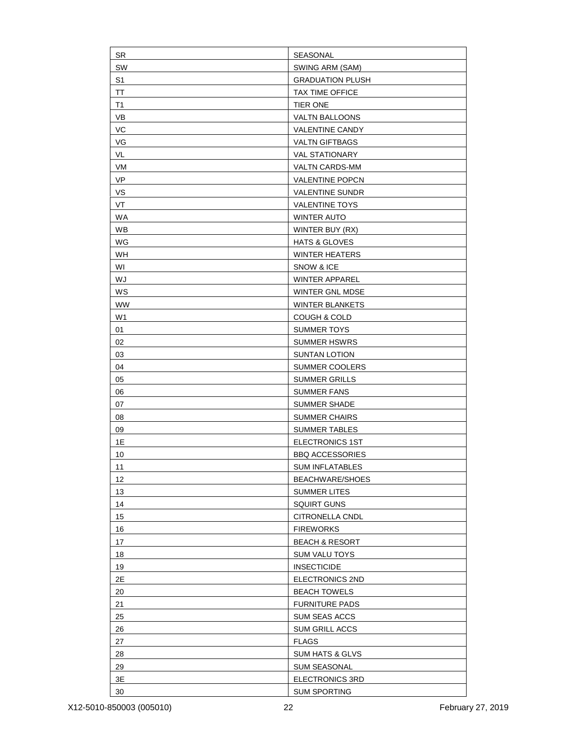| | |
|---|---|
| SR | SEASONAL |
| SW | SWING ARM (SAM) |
| S1 | GRADUATION PLUSH |
| TT | TAX TIME OFFICE |
| T1 | TIER ONE |
| VB | VALTN BALLOONS |
| VC | VALENTINE CANDY |
| VG | VALTN GIFTBAGS |
| VL | VAL STATIONARY |
| VM | VALTN CARDS-MM |
| VP | VALENTINE POPCN |
| VS | VALENTINE SUNDR |
| VT | VALENTINE TOYS |
| WA | WINTER AUTO |
| WB | WINTER BUY (RX) |
| WG | HATS & GLOVES |
| WH | WINTER HEATERS |
| WI | SNOW & ICE |
| WJ | WINTER APPAREL |
| WS | WINTER GNL MDSE |
| WW | WINTER BLANKETS |
| W1 | COUGH & COLD |
| 01 | SUMMER TOYS |
| 02 | SUMMER HSWRS |
| 03 | SUNTAN LOTION |
| 04 | SUMMER COOLERS |
| 05 | SUMMER GRILLS |
| 06 | SUMMER FANS |
| 07 | SUMMER SHADE |
| 08 | SUMMER CHAIRS |
| 09 | SUMMER TABLES |
| 1E | ELECTRONICS 1ST |
| 10 | BBQ ACCESSORIES |
| 11 | SUM INFLATABLES |
| 12 | BEACHWARE/SHOES |
| 13 | SUMMER LITES |
| 14 | SQUIRT GUNS |
| 15 | CITRONELLA CNDL |
| 16 | FIREWORKS |
| 17 | BEACH & RESORT |
| 18 | SUM VALU TOYS |
| 19 | INSECTICIDE |
| 2E | ELECTRONICS 2ND |
| 20 | BEACH TOWELS |
| 21 | FURNITURE PADS |
| 25 | SUM SEAS ACCS |
| 26 | SUM GRILL ACCS |
| 27 | FLAGS |
| 28 | SUM HATS & GLVS |
| 29 | SUM SEASONAL |
| 3E | ELECTRONICS 3RD |
| 30 | SUM SPORTING |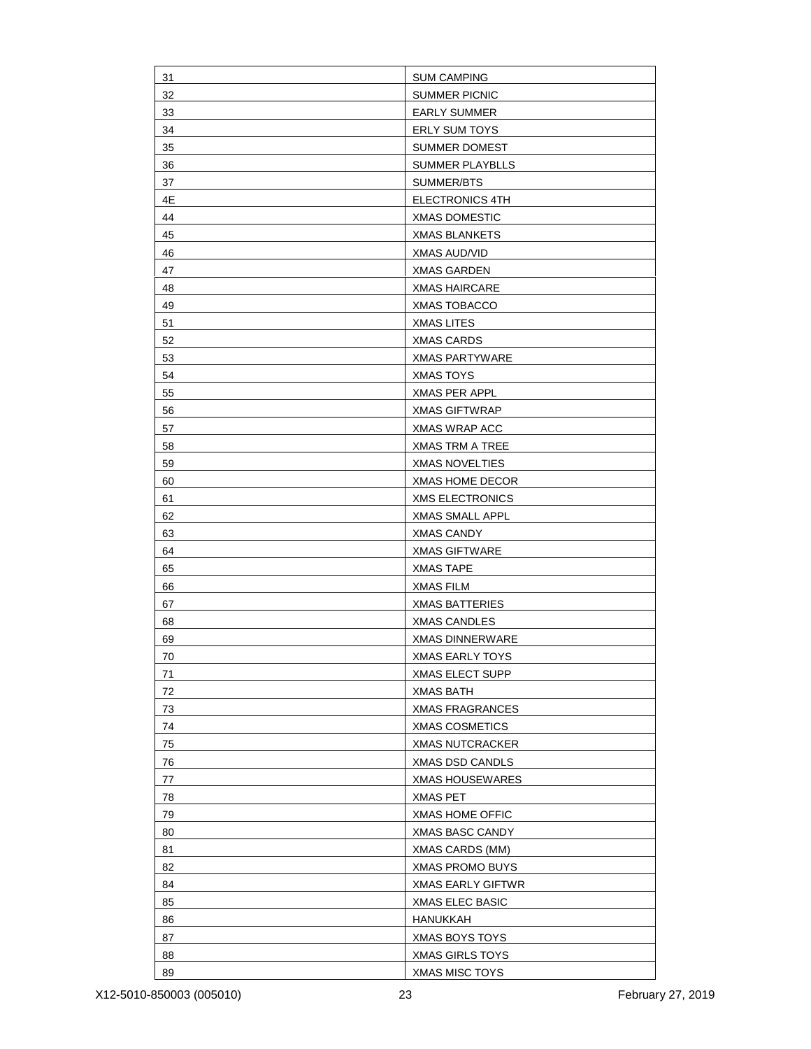| | |
|---|---|
| 31 | SUM CAMPING |
| 32 | SUMMER PICNIC |
| 33 | EARLY SUMMER |
| 34 | ERLY SUM TOYS |
| 35 | SUMMER DOMEST |
| 36 | SUMMER PLAYBLLS |
| 37 | SUMMER/BTS |
| 4E | ELECTRONICS 4TH |
| 44 | XMAS DOMESTIC |
| 45 | XMAS BLANKETS |
| 46 | XMAS AUD/VID |
| 47 | XMAS GARDEN |
| 48 | XMAS HAIRCARE |
| 49 | XMAS TOBACCO |
| 51 | XMAS LITES |
| 52 | XMAS CARDS |
| 53 | XMAS PARTYWARE |
| 54 | XMAS TOYS |
| 55 | XMAS PER APPL |
| 56 | XMAS GIFTWRAP |
| 57 | XMAS WRAP ACC |
| 58 | XMAS TRM A TREE |
| 59 | XMAS NOVELTIES |
| 60 | XMAS HOME DECOR |
| 61 | XMS ELECTRONICS |
| 62 | XMAS SMALL APPL |
| 63 | XMAS CANDY |
| 64 | XMAS GIFTWARE |
| 65 | XMAS TAPE |
| 66 | XMAS FILM |
| 67 | XMAS BATTERIES |
| 68 | XMAS CANDLES |
| 69 | XMAS DINNERWARE |
| 70 | XMAS EARLY TOYS |
| 71 | XMAS ELECT SUPP |
| 72 | XMAS BATH |
| 73 | XMAS FRAGRANCES |
| 74 | XMAS COSMETICS |
| 75 | XMAS NUTCRACKER |
| 76 | XMAS DSD CANDLS |
| 77 | XMAS HOUSEWARES |
| 78 | XMAS PET |
| 79 | XMAS HOME OFFIC |
| 80 | XMAS BASC CANDY |
| 81 | XMAS CARDS (MM) |
| 82 | XMAS PROMO BUYS |
| 84 | XMAS EARLY GIFTWR |
| 85 | XMAS ELEC BASIC |
| 86 | HANUKKAH |
| 87 | XMAS BOYS TOYS |
| 88 | XMAS GIRLS TOYS |
| 89 | XMAS MISC TOYS |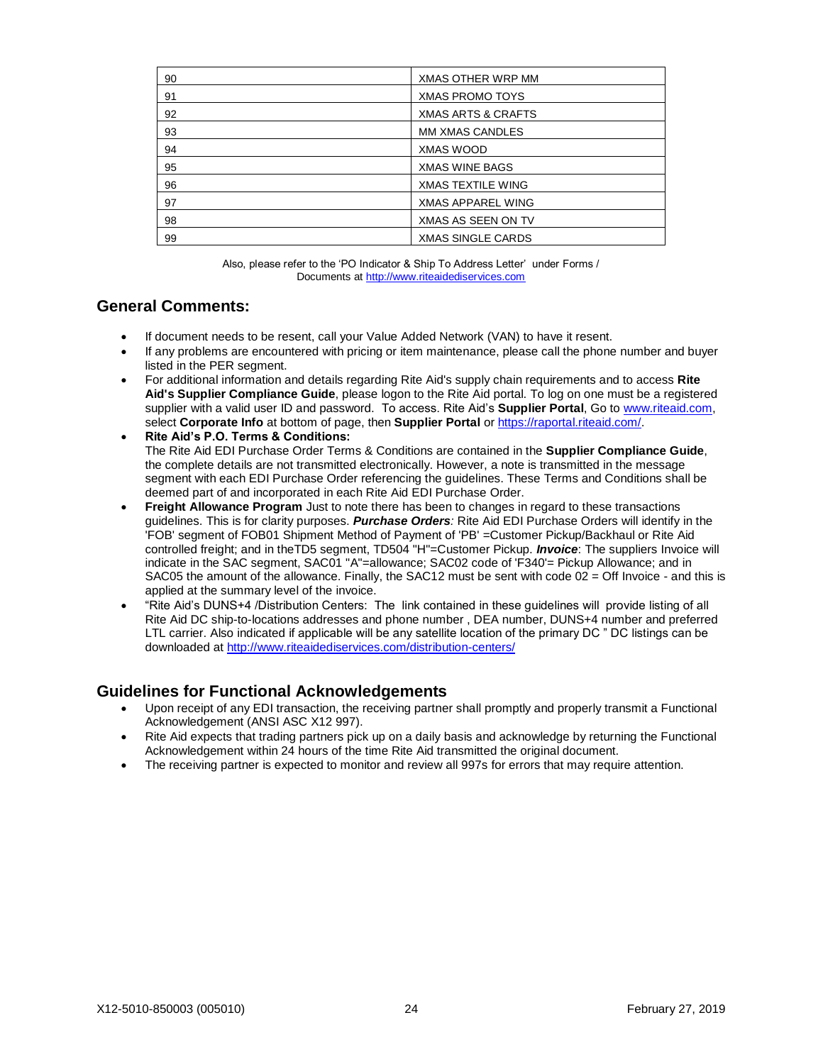| | |
|---|---|
| 90 | XMAS OTHER WRP MM |
| 91 | XMAS PROMO TOYS |
| 92 | XMAS ARTS & CRAFTS |
| 93 | MM XMAS CANDLES |
| 94 | XMAS WOOD |
| 95 | XMAS WINE BAGS |
| 96 | XMAS TEXTILE WING |
| 97 | XMAS APPAREL WING |
| 98 | XMAS AS SEEN ON TV |
| 99 | XMAS SINGLE CARDS |

Also, please refer to the 'PO Indicator & Ship To Address Letter' under Forms / Documents at http://www.riteaidediservices.com

## General Comments:

- If document needs to be resent, call your Value Added Network (VAN) to have it resent.
- If any problems are encountered with pricing or item maintenance, please call the phone number and buyer listed in the PER segment.
- For additional information and details regarding Rite Aid's supply chain requirements and to access **Rite Aid's Supplier Compliance Guide**, please logon to the Rite Aid portal. To log on one must be a registered supplier with a valid user ID and password. To access. Rite Aid's **Supplier Portal**, Go to www.riteaid.com, select **Corporate Info** at bottom of page, then **Supplier Portal** or https://raportal.riteaid.com/.
- **Rite Aid's P.O. Terms & Conditions:**
  The Rite Aid EDI Purchase Order Terms & Conditions are contained in the **Supplier Compliance Guide**, the complete details are not transmitted electronically. However, a note is transmitted in the message segment with each EDI Purchase Order referencing the guidelines. These Terms and Conditions shall be deemed part of and incorporated in each Rite Aid EDI Purchase Order.
- **Freight Allowance Program** Just to note there has been to changes in regard to these transactions guidelines. This is for clarity purposes. ***Purchase Orders**:* Rite Aid EDI Purchase Orders will identify in the 'FOB' segment of FOB01 Shipment Method of Payment of 'PB' =Customer Pickup/Backhaul or Rite Aid controlled freight; and in theTD5 segment, TD504 "H"=Customer Pickup. ***Invoice***: The suppliers Invoice will indicate in the SAC segment, SAC01 "A"=allowance; SAC02 code of 'F340'= Pickup Allowance; and in SAC05 the amount of the allowance. Finally, the SAC12 must be sent with code 02 = Off Invoice - and this is applied at the summary level of the invoice.
- "Rite Aid's DUNS+4 /Distribution Centers: The link contained in these guidelines will provide listing of all Rite Aid DC ship-to-locations addresses and phone number , DEA number, DUNS+4 number and preferred LTL carrier. Also indicated if applicable will be any satellite location of the primary DC " DC listings can be downloaded at http://www.riteaidediservices.com/distribution-centers/

## Guidelines for Functional Acknowledgements

- Upon receipt of any EDI transaction, the receiving partner shall promptly and properly transmit a Functional Acknowledgement (ANSI ASC X12 997).
- Rite Aid expects that trading partners pick up on a daily basis and acknowledge by returning the Functional Acknowledgement within 24 hours of the time Rite Aid transmitted the original document.
- The receiving partner is expected to monitor and review all 997s for errors that may require attention.